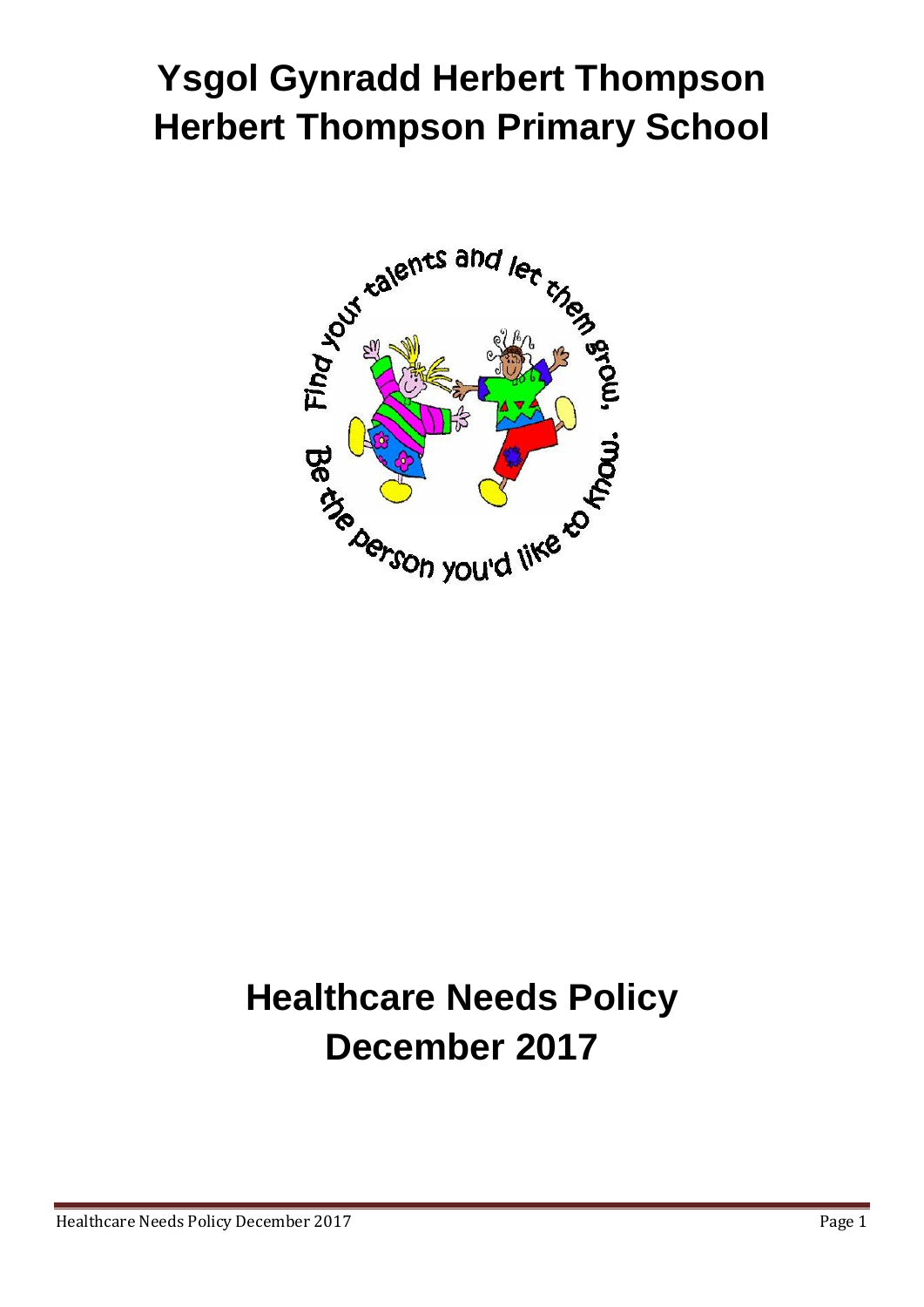# Ysgol Gynradd Herbert Thompson
# Herbert Thompson Primary School

# Healthcare Needs Policy
# December 2017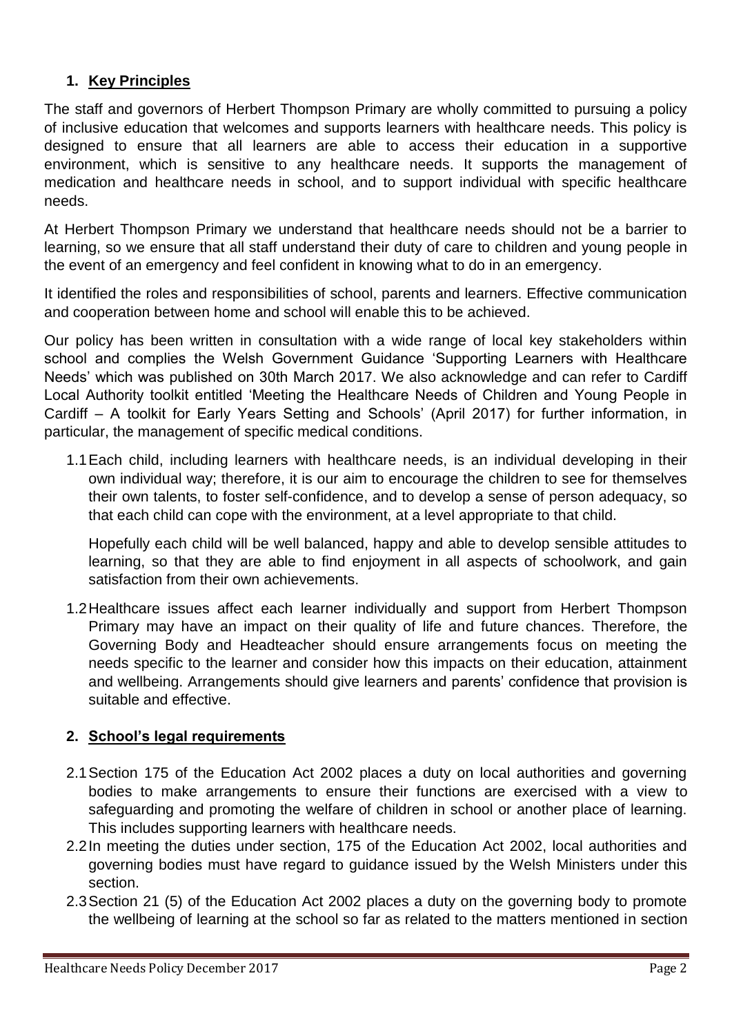## 1. Key Principles

The staff and governors of Herbert Thompson Primary are wholly committed to pursuing a policy of inclusive education that welcomes and supports learners with healthcare needs. This policy is designed to ensure that all learners are able to access their education in a supportive environment, which is sensitive to any healthcare needs. It supports the management of medication and healthcare needs in school, and to support individual with specific healthcare needs.

At Herbert Thompson Primary we understand that healthcare needs should not be a barrier to learning, so we ensure that all staff understand their duty of care to children and young people in the event of an emergency and feel confident in knowing what to do in an emergency.

It identified the roles and responsibilities of school, parents and learners. Effective communication and cooperation between home and school will enable this to be achieved.

Our policy has been written in consultation with a wide range of local key stakeholders within school and complies the Welsh Government Guidance 'Supporting Learners with Healthcare Needs' which was published on 30th March 2017. We also acknowledge and can refer to Cardiff Local Authority toolkit entitled 'Meeting the Healthcare Needs of Children and Young People in Cardiff – A toolkit for Early Years Setting and Schools' (April 2017) for further information, in particular, the management of specific medical conditions.

1.1 Each child, including learners with healthcare needs, is an individual developing in their own individual way; therefore, it is our aim to encourage the children to see for themselves their own talents, to foster self-confidence, and to develop a sense of person adequacy, so that each child can cope with the environment, at a level appropriate to that child.

Hopefully each child will be well balanced, happy and able to develop sensible attitudes to learning, so that they are able to find enjoyment in all aspects of schoolwork, and gain satisfaction from their own achievements.

1.2 Healthcare issues affect each learner individually and support from Herbert Thompson Primary may have an impact on their quality of life and future chances. Therefore, the Governing Body and Headteacher should ensure arrangements focus on meeting the needs specific to the learner and consider how this impacts on their education, attainment and wellbeing. Arrangements should give learners and parents' confidence that provision is suitable and effective.

## 2. School's legal requirements

2.1 Section 175 of the Education Act 2002 places a duty on local authorities and governing bodies to make arrangements to ensure their functions are exercised with a view to safeguarding and promoting the welfare of children in school or another place of learning. This includes supporting learners with healthcare needs.

2.2 In meeting the duties under section, 175 of the Education Act 2002, local authorities and governing bodies must have regard to guidance issued by the Welsh Ministers under this section.

2.3 Section 21 (5) of the Education Act 2002 places a duty on the governing body to promote the wellbeing of learning at the school so far as related to the matters mentioned in section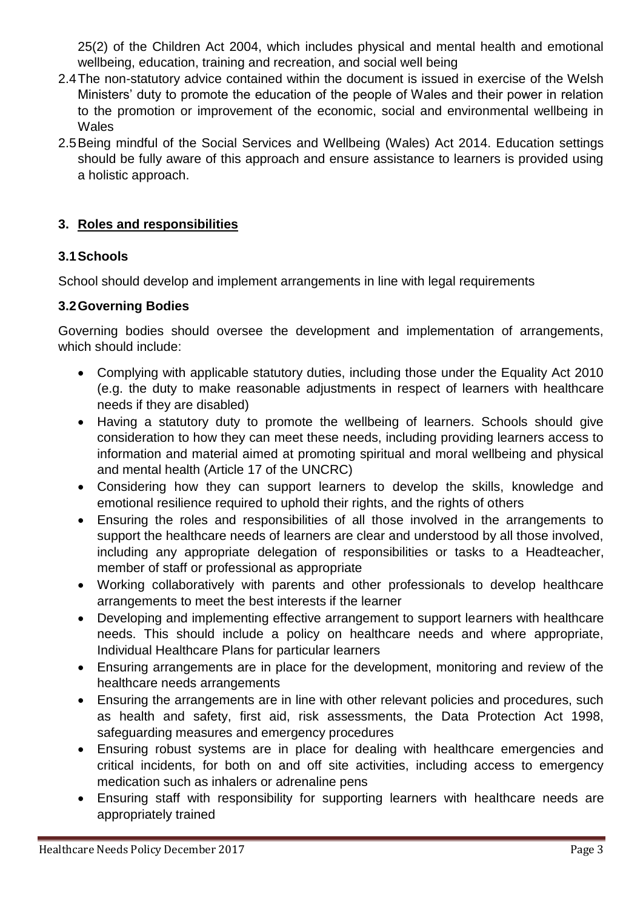25(2) of the Children Act 2004, which includes physical and mental health and emotional wellbeing, education, training and recreation, and social well being

2.4 The non-statutory advice contained within the document is issued in exercise of the Welsh Ministers' duty to promote the education of the people of Wales and their power in relation to the promotion or improvement of the economic, social and environmental wellbeing in Wales

2.5 Being mindful of the Social Services and Wellbeing (Wales) Act 2014. Education settings should be fully aware of this approach and ensure assistance to learners is provided using a holistic approach.

## 3. Roles and responsibilities

### 3.1 Schools

School should develop and implement arrangements in line with legal requirements

### 3.2 Governing Bodies

Governing bodies should oversee the development and implementation of arrangements, which should include:

- Complying with applicable statutory duties, including those under the Equality Act 2010 (e.g. the duty to make reasonable adjustments in respect of learners with healthcare needs if they are disabled)
- Having a statutory duty to promote the wellbeing of learners. Schools should give consideration to how they can meet these needs, including providing learners access to information and material aimed at promoting spiritual and moral wellbeing and physical and mental health (Article 17 of the UNCRC)
- Considering how they can support learners to develop the skills, knowledge and emotional resilience required to uphold their rights, and the rights of others
- Ensuring the roles and responsibilities of all those involved in the arrangements to support the healthcare needs of learners are clear and understood by all those involved, including any appropriate delegation of responsibilities or tasks to a Headteacher, member of staff or professional as appropriate
- Working collaboratively with parents and other professionals to develop healthcare arrangements to meet the best interests if the learner
- Developing and implementing effective arrangement to support learners with healthcare needs. This should include a policy on healthcare needs and where appropriate, Individual Healthcare Plans for particular learners
- Ensuring arrangements are in place for the development, monitoring and review of the healthcare needs arrangements
- Ensuring the arrangements are in line with other relevant policies and procedures, such as health and safety, first aid, risk assessments, the Data Protection Act 1998, safeguarding measures and emergency procedures
- Ensuring robust systems are in place for dealing with healthcare emergencies and critical incidents, for both on and off site activities, including access to emergency medication such as inhalers or adrenaline pens
- Ensuring staff with responsibility for supporting learners with healthcare needs are appropriately trained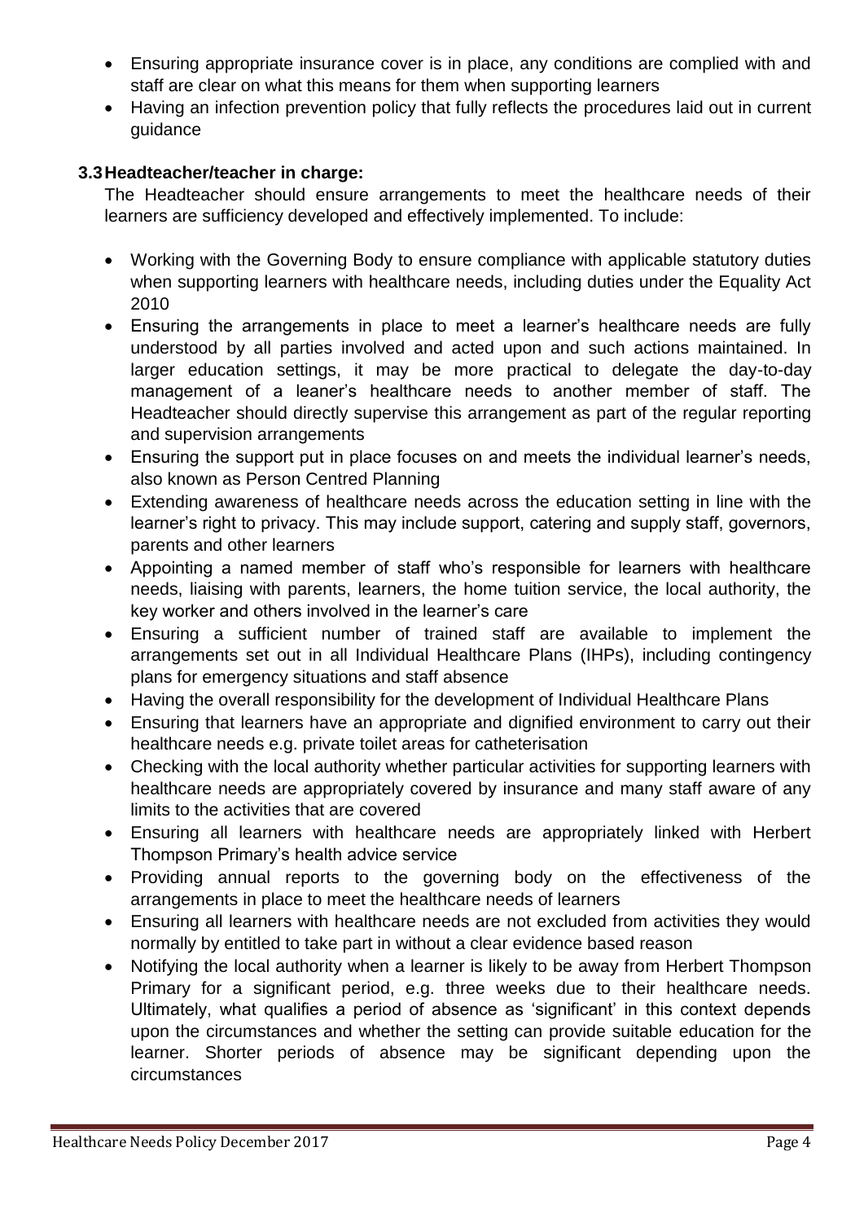- Ensuring appropriate insurance cover is in place, any conditions are complied with and staff are clear on what this means for them when supporting learners
- Having an infection prevention policy that fully reflects the procedures laid out in current guidance

### 3.3 Headteacher/teacher in charge:

The Headteacher should ensure arrangements to meet the healthcare needs of their learners are sufficiency developed and effectively implemented. To include:

- Working with the Governing Body to ensure compliance with applicable statutory duties when supporting learners with healthcare needs, including duties under the Equality Act 2010
- Ensuring the arrangements in place to meet a learner's healthcare needs are fully understood by all parties involved and acted upon and such actions maintained. In larger education settings, it may be more practical to delegate the day-to-day management of a leaner's healthcare needs to another member of staff. The Headteacher should directly supervise this arrangement as part of the regular reporting and supervision arrangements
- Ensuring the support put in place focuses on and meets the individual learner's needs, also known as Person Centred Planning
- Extending awareness of healthcare needs across the education setting in line with the learner's right to privacy. This may include support, catering and supply staff, governors, parents and other learners
- Appointing a named member of staff who's responsible for learners with healthcare needs, liaising with parents, learners, the home tuition service, the local authority, the key worker and others involved in the learner's care
- Ensuring a sufficient number of trained staff are available to implement the arrangements set out in all Individual Healthcare Plans (IHPs), including contingency plans for emergency situations and staff absence
- Having the overall responsibility for the development of Individual Healthcare Plans
- Ensuring that learners have an appropriate and dignified environment to carry out their healthcare needs e.g. private toilet areas for catheterisation
- Checking with the local authority whether particular activities for supporting learners with healthcare needs are appropriately covered by insurance and many staff aware of any limits to the activities that are covered
- Ensuring all learners with healthcare needs are appropriately linked with Herbert Thompson Primary's health advice service
- Providing annual reports to the governing body on the effectiveness of the arrangements in place to meet the healthcare needs of learners
- Ensuring all learners with healthcare needs are not excluded from activities they would normally by entitled to take part in without a clear evidence based reason
- Notifying the local authority when a learner is likely to be away from Herbert Thompson Primary for a significant period, e.g. three weeks due to their healthcare needs. Ultimately, what qualifies a period of absence as 'significant' in this context depends upon the circumstances and whether the setting can provide suitable education for the learner. Shorter periods of absence may be significant depending upon the circumstances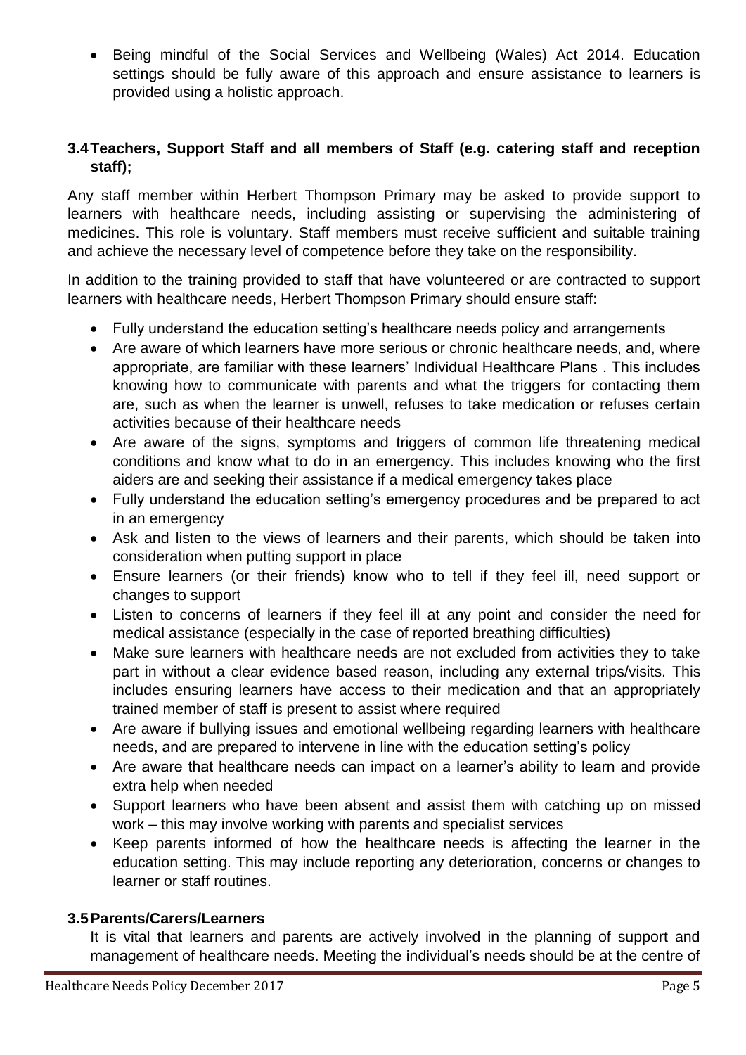- Being mindful of the Social Services and Wellbeing (Wales) Act 2014. Education settings should be fully aware of this approach and ensure assistance to learners is provided using a holistic approach.

### 3.4 Teachers, Support Staff and all members of Staff (e.g. catering staff and reception staff);

Any staff member within Herbert Thompson Primary may be asked to provide support to learners with healthcare needs, including assisting or supervising the administering of medicines. This role is voluntary. Staff members must receive sufficient and suitable training and achieve the necessary level of competence before they take on the responsibility.

In addition to the training provided to staff that have volunteered or are contracted to support learners with healthcare needs, Herbert Thompson Primary should ensure staff:

- Fully understand the education setting's healthcare needs policy and arrangements
- Are aware of which learners have more serious or chronic healthcare needs, and, where appropriate, are familiar with these learners' Individual Healthcare Plans . This includes knowing how to communicate with parents and what the triggers for contacting them are, such as when the learner is unwell, refuses to take medication or refuses certain activities because of their healthcare needs
- Are aware of the signs, symptoms and triggers of common life threatening medical conditions and know what to do in an emergency. This includes knowing who the first aiders are and seeking their assistance if a medical emergency takes place
- Fully understand the education setting's emergency procedures and be prepared to act in an emergency
- Ask and listen to the views of learners and their parents, which should be taken into consideration when putting support in place
- Ensure learners (or their friends) know who to tell if they feel ill, need support or changes to support
- Listen to concerns of learners if they feel ill at any point and consider the need for medical assistance (especially in the case of reported breathing difficulties)
- Make sure learners with healthcare needs are not excluded from activities they to take part in without a clear evidence based reason, including any external trips/visits. This includes ensuring learners have access to their medication and that an appropriately trained member of staff is present to assist where required
- Are aware if bullying issues and emotional wellbeing regarding learners with healthcare needs, and are prepared to intervene in line with the education setting's policy
- Are aware that healthcare needs can impact on a learner's ability to learn and provide extra help when needed
- Support learners who have been absent and assist them with catching up on missed work – this may involve working with parents and specialist services
- Keep parents informed of how the healthcare needs is affecting the learner in the education setting. This may include reporting any deterioration, concerns or changes to learner or staff routines.

### 3.5 Parents/Carers/Learners

It is vital that learners and parents are actively involved in the planning of support and management of healthcare needs. Meeting the individual's needs should be at the centre of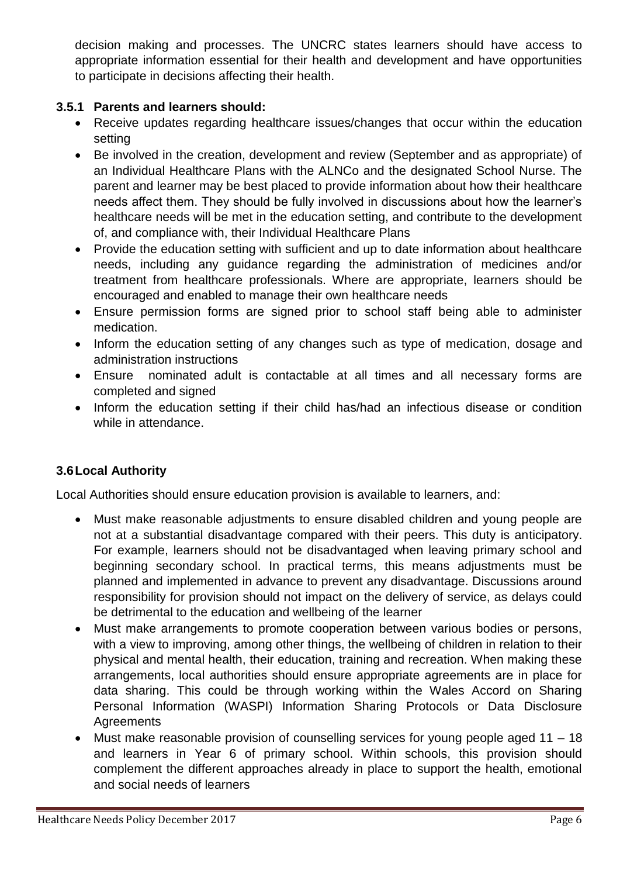decision making and processes. The UNCRC states learners should have access to appropriate information essential for their health and development and have opportunities to participate in decisions affecting their health.

### 3.5.1 Parents and learners should:

- Receive updates regarding healthcare issues/changes that occur within the education setting
- Be involved in the creation, development and review (September and as appropriate) of an Individual Healthcare Plans with the ALNCo and the designated School Nurse. The parent and learner may be best placed to provide information about how their healthcare needs affect them. They should be fully involved in discussions about how the learner's healthcare needs will be met in the education setting, and contribute to the development of, and compliance with, their Individual Healthcare Plans
- Provide the education setting with sufficient and up to date information about healthcare needs, including any guidance regarding the administration of medicines and/or treatment from healthcare professionals. Where are appropriate, learners should be encouraged and enabled to manage their own healthcare needs
- Ensure permission forms are signed prior to school staff being able to administer medication.
- Inform the education setting of any changes such as type of medication, dosage and administration instructions
- Ensure nominated adult is contactable at all times and all necessary forms are completed and signed
- Inform the education setting if their child has/had an infectious disease or condition while in attendance.

## 3.6 Local Authority

Local Authorities should ensure education provision is available to learners, and:

- Must make reasonable adjustments to ensure disabled children and young people are not at a substantial disadvantage compared with their peers. This duty is anticipatory. For example, learners should not be disadvantaged when leaving primary school and beginning secondary school. In practical terms, this means adjustments must be planned and implemented in advance to prevent any disadvantage. Discussions around responsibility for provision should not impact on the delivery of service, as delays could be detrimental to the education and wellbeing of the learner
- Must make arrangements to promote cooperation between various bodies or persons, with a view to improving, among other things, the wellbeing of children in relation to their physical and mental health, their education, training and recreation. When making these arrangements, local authorities should ensure appropriate agreements are in place for data sharing. This could be through working within the Wales Accord on Sharing Personal Information (WASPI) Information Sharing Protocols or Data Disclosure Agreements
- Must make reasonable provision of counselling services for young people aged 11 – 18 and learners in Year 6 of primary school. Within schools, this provision should complement the different approaches already in place to support the health, emotional and social needs of learners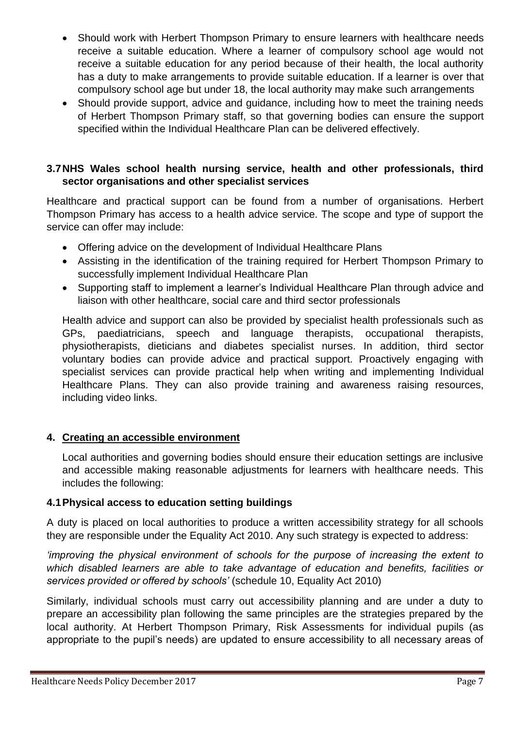- Should work with Herbert Thompson Primary to ensure learners with healthcare needs receive a suitable education. Where a learner of compulsory school age would not receive a suitable education for any period because of their health, the local authority has a duty to make arrangements to provide suitable education. If a learner is over that compulsory school age but under 18, the local authority may make such arrangements
- Should provide support, advice and guidance, including how to meet the training needs of Herbert Thompson Primary staff, so that governing bodies can ensure the support specified within the Individual Healthcare Plan can be delivered effectively.

### 3.7 NHS Wales school health nursing service, health and other professionals, third sector organisations and other specialist services

Healthcare and practical support can be found from a number of organisations. Herbert Thompson Primary has access to a health advice service. The scope and type of support the service can offer may include:

- Offering advice on the development of Individual Healthcare Plans
- Assisting in the identification of the training required for Herbert Thompson Primary to successfully implement Individual Healthcare Plan
- Supporting staff to implement a learner's Individual Healthcare Plan through advice and liaison with other healthcare, social care and third sector professionals

Health advice and support can also be provided by specialist health professionals such as GPs, paediatricians, speech and language therapists, occupational therapists, physiotherapists, dieticians and diabetes specialist nurses. In addition, third sector voluntary bodies can provide advice and practical support. Proactively engaging with specialist services can provide practical help when writing and implementing Individual Healthcare Plans. They can also provide training and awareness raising resources, including video links.

## 4. Creating an accessible environment

Local authorities and governing bodies should ensure their education settings are inclusive and accessible making reasonable adjustments for learners with healthcare needs. This includes the following:

### 4.1 Physical access to education setting buildings

A duty is placed on local authorities to produce a written accessibility strategy for all schools they are responsible under the Equality Act 2010. Any such strategy is expected to address:

*'improving the physical environment of schools for the purpose of increasing the extent to which disabled learners are able to take advantage of education and benefits, facilities or services provided or offered by schools'* (schedule 10, Equality Act 2010)

Similarly, individual schools must carry out accessibility planning and are under a duty to prepare an accessibility plan following the same principles are the strategies prepared by the local authority. At Herbert Thompson Primary, Risk Assessments for individual pupils (as appropriate to the pupil's needs) are updated to ensure accessibility to all necessary areas of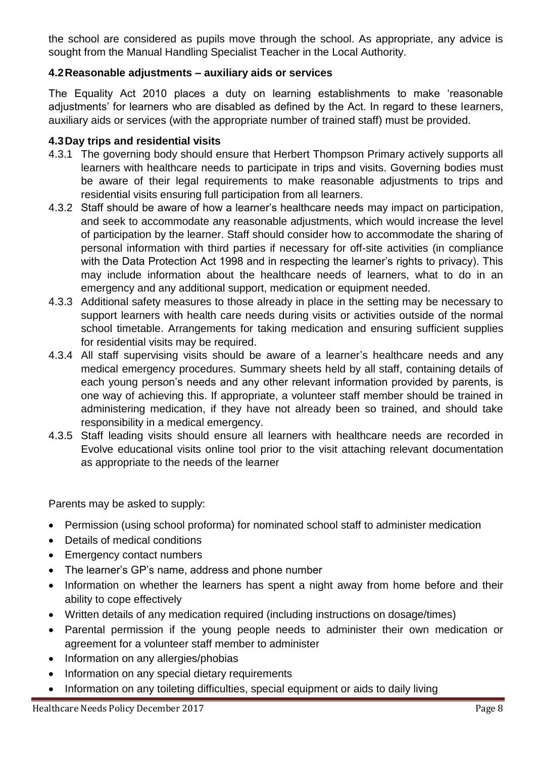the school are considered as pupils move through the school. As appropriate, any advice is sought from the Manual Handling Specialist Teacher in the Local Authority.

### 4.2 Reasonable adjustments – auxiliary aids or services

The Equality Act 2010 places a duty on learning establishments to make 'reasonable adjustments' for learners who are disabled as defined by the Act. In regard to these learners, auxiliary aids or services (with the appropriate number of trained staff) must be provided.

### 4.3 Day trips and residential visits

4.3.1 The governing body should ensure that Herbert Thompson Primary actively supports all learners with healthcare needs to participate in trips and visits. Governing bodies must be aware of their legal requirements to make reasonable adjustments to trips and residential visits ensuring full participation from all learners.

4.3.2 Staff should be aware of how a learner's healthcare needs may impact on participation, and seek to accommodate any reasonable adjustments, which would increase the level of participation by the learner. Staff should consider how to accommodate the sharing of personal information with third parties if necessary for off-site activities (in compliance with the Data Protection Act 1998 and in respecting the learner's rights to privacy). This may include information about the healthcare needs of learners, what to do in an emergency and any additional support, medication or equipment needed.

4.3.3 Additional safety measures to those already in place in the setting may be necessary to support learners with health care needs during visits or activities outside of the normal school timetable. Arrangements for taking medication and ensuring sufficient supplies for residential visits may be required.

4.3.4 All staff supervising visits should be aware of a learner's healthcare needs and any medical emergency procedures. Summary sheets held by all staff, containing details of each young person's needs and any other relevant information provided by parents, is one way of achieving this. If appropriate, a volunteer staff member should be trained in administering medication, if they have not already been so trained, and should take responsibility in a medical emergency.

4.3.5 Staff leading visits should ensure all learners with healthcare needs are recorded in Evolve educational visits online tool prior to the visit attaching relevant documentation as appropriate to the needs of the learner

Parents may be asked to supply:

- Permission (using school proforma) for nominated school staff to administer medication
- Details of medical conditions
- Emergency contact numbers
- The learner's GP's name, address and phone number
- Information on whether the learners has spent a night away from home before and their ability to cope effectively
- Written details of any medication required (including instructions on dosage/times)
- Parental permission if the young people needs to administer their own medication or agreement for a volunteer staff member to administer
- Information on any allergies/phobias
- Information on any special dietary requirements
- Information on any toileting difficulties, special equipment or aids to daily living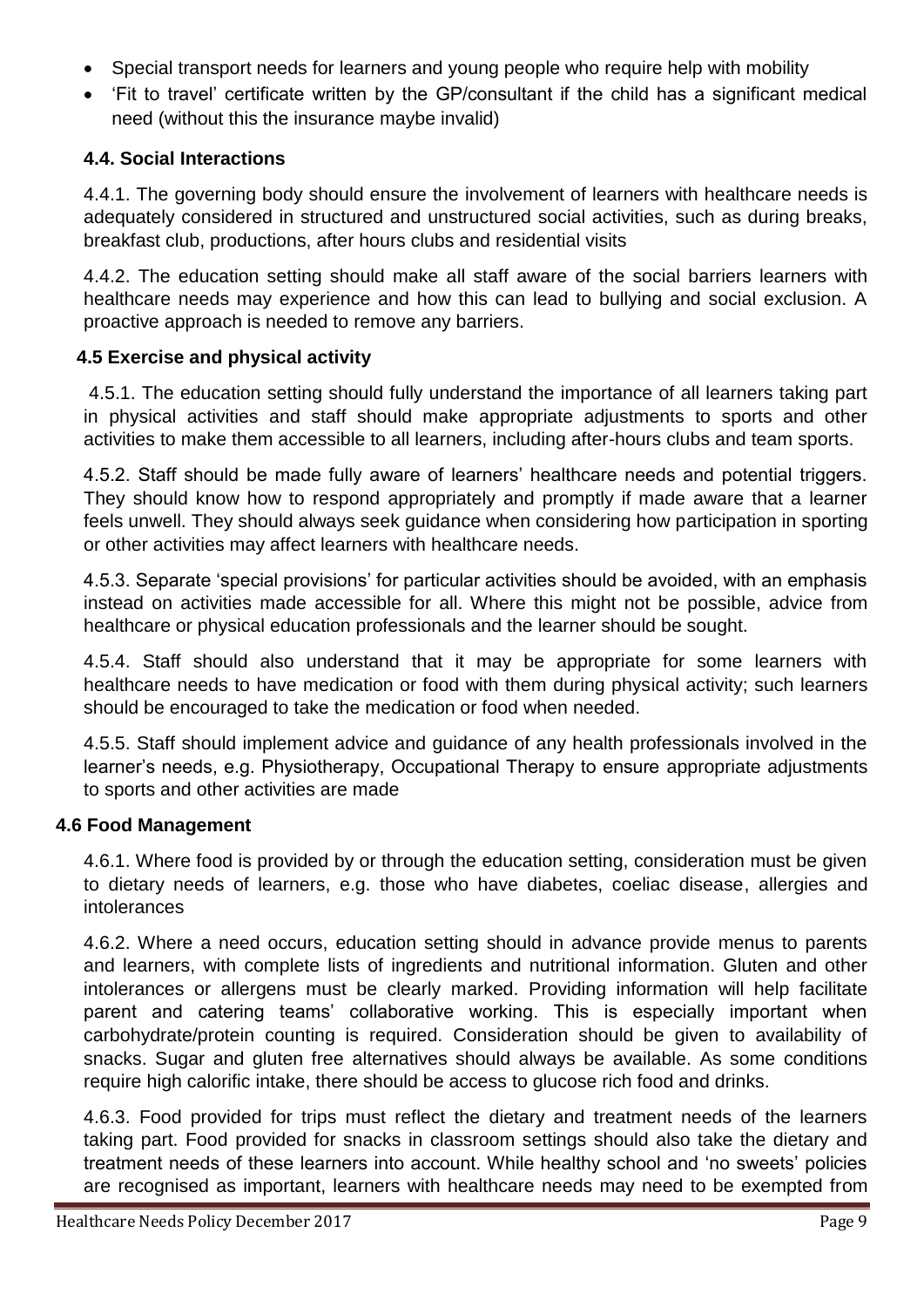- Special transport needs for learners and young people who require help with mobility
- 'Fit to travel' certificate written by the GP/consultant if the child has a significant medical need (without this the insurance maybe invalid)

### 4.4. Social Interactions

4.4.1. The governing body should ensure the involvement of learners with healthcare needs is adequately considered in structured and unstructured social activities, such as during breaks, breakfast club, productions, after hours clubs and residential visits

4.4.2. The education setting should make all staff aware of the social barriers learners with healthcare needs may experience and how this can lead to bullying and social exclusion. A proactive approach is needed to remove any barriers.

### 4.5 Exercise and physical activity

4.5.1. The education setting should fully understand the importance of all learners taking part in physical activities and staff should make appropriate adjustments to sports and other activities to make them accessible to all learners, including after-hours clubs and team sports.

4.5.2. Staff should be made fully aware of learners' healthcare needs and potential triggers. They should know how to respond appropriately and promptly if made aware that a learner feels unwell. They should always seek guidance when considering how participation in sporting or other activities may affect learners with healthcare needs.

4.5.3. Separate 'special provisions' for particular activities should be avoided, with an emphasis instead on activities made accessible for all. Where this might not be possible, advice from healthcare or physical education professionals and the learner should be sought.

4.5.4. Staff should also understand that it may be appropriate for some learners with healthcare needs to have medication or food with them during physical activity; such learners should be encouraged to take the medication or food when needed.

4.5.5. Staff should implement advice and guidance of any health professionals involved in the learner's needs, e.g. Physiotherapy, Occupational Therapy to ensure appropriate adjustments to sports and other activities are made

### 4.6 Food Management

4.6.1. Where food is provided by or through the education setting, consideration must be given to dietary needs of learners, e.g. those who have diabetes, coeliac disease, allergies and intolerances

4.6.2. Where a need occurs, education setting should in advance provide menus to parents and learners, with complete lists of ingredients and nutritional information. Gluten and other intolerances or allergens must be clearly marked. Providing information will help facilitate parent and catering teams' collaborative working. This is especially important when carbohydrate/protein counting is required. Consideration should be given to availability of snacks. Sugar and gluten free alternatives should always be available. As some conditions require high calorific intake, there should be access to glucose rich food and drinks.

4.6.3. Food provided for trips must reflect the dietary and treatment needs of the learners taking part. Food provided for snacks in classroom settings should also take the dietary and treatment needs of these learners into account. While healthy school and 'no sweets' policies are recognised as important, learners with healthcare needs may need to be exempted from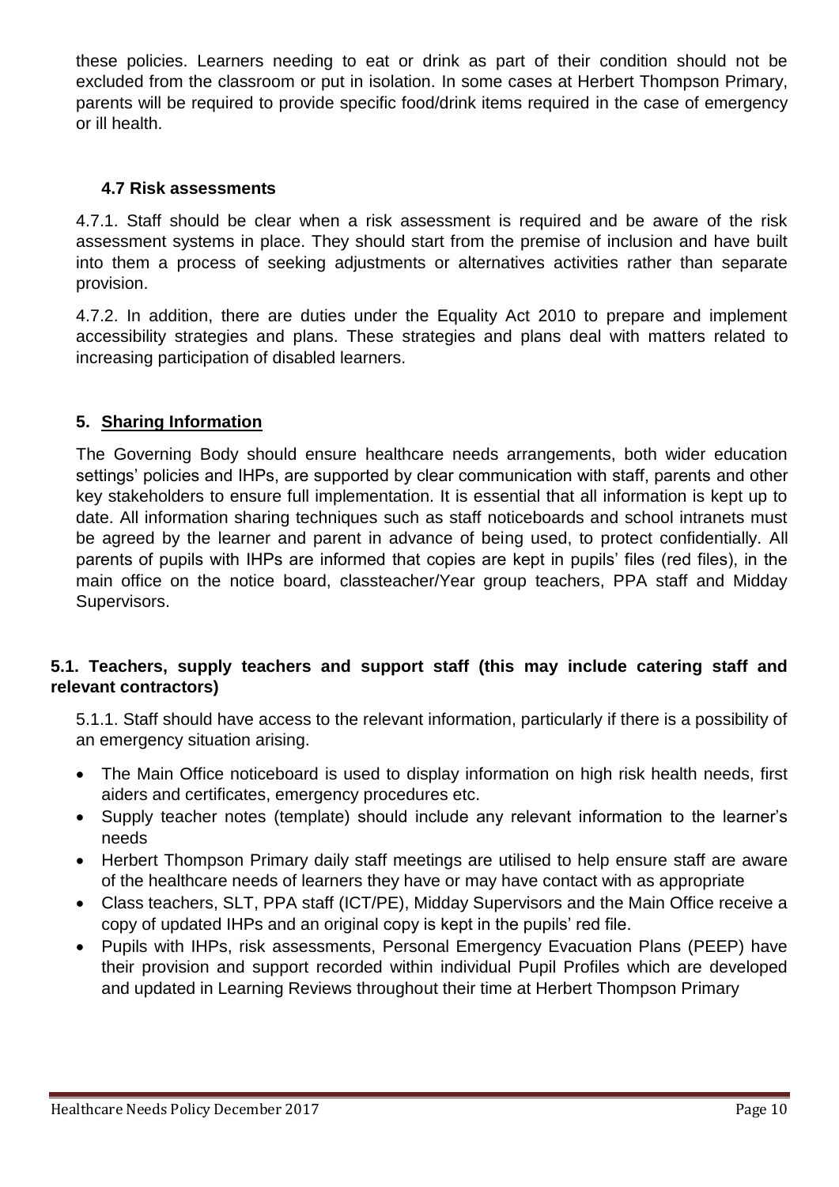these policies. Learners needing to eat or drink as part of their condition should not be excluded from the classroom or put in isolation. In some cases at Herbert Thompson Primary, parents will be required to provide specific food/drink items required in the case of emergency or ill health.

### 4.7 Risk assessments

4.7.1. Staff should be clear when a risk assessment is required and be aware of the risk assessment systems in place. They should start from the premise of inclusion and have built into them a process of seeking adjustments or alternatives activities rather than separate provision.

4.7.2. In addition, there are duties under the Equality Act 2010 to prepare and implement accessibility strategies and plans. These strategies and plans deal with matters related to increasing participation of disabled learners.

## 5. Sharing Information

The Governing Body should ensure healthcare needs arrangements, both wider education settings' policies and IHPs, are supported by clear communication with staff, parents and other key stakeholders to ensure full implementation. It is essential that all information is kept up to date. All information sharing techniques such as staff noticeboards and school intranets must be agreed by the learner and parent in advance of being used, to protect confidentially. All parents of pupils with IHPs are informed that copies are kept in pupils' files (red files), in the main office on the notice board, classteacher/Year group teachers, PPA staff and Midday Supervisors.

### 5.1. Teachers, supply teachers and support staff (this may include catering staff and relevant contractors)

5.1.1. Staff should have access to the relevant information, particularly if there is a possibility of an emergency situation arising.

- The Main Office noticeboard is used to display information on high risk health needs, first aiders and certificates, emergency procedures etc.
- Supply teacher notes (template) should include any relevant information to the learner's needs
- Herbert Thompson Primary daily staff meetings are utilised to help ensure staff are aware of the healthcare needs of learners they have or may have contact with as appropriate
- Class teachers, SLT, PPA staff (ICT/PE), Midday Supervisors and the Main Office receive a copy of updated IHPs and an original copy is kept in the pupils' red file.
- Pupils with IHPs, risk assessments, Personal Emergency Evacuation Plans (PEEP) have their provision and support recorded within individual Pupil Profiles which are developed and updated in Learning Reviews throughout their time at Herbert Thompson Primary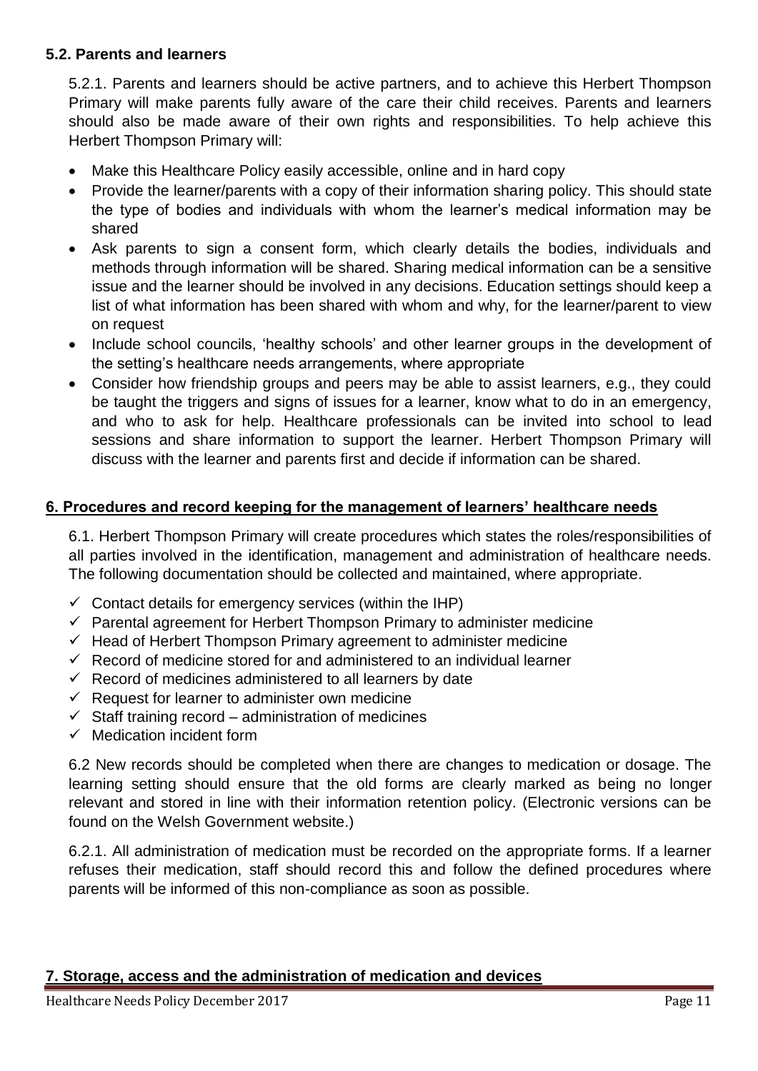### 5.2. Parents and learners

5.2.1. Parents and learners should be active partners, and to achieve this Herbert Thompson Primary will make parents fully aware of the care their child receives. Parents and learners should also be made aware of their own rights and responsibilities. To help achieve this Herbert Thompson Primary will:

- Make this Healthcare Policy easily accessible, online and in hard copy
- Provide the learner/parents with a copy of their information sharing policy. This should state the type of bodies and individuals with whom the learner's medical information may be shared
- Ask parents to sign a consent form, which clearly details the bodies, individuals and methods through information will be shared. Sharing medical information can be a sensitive issue and the learner should be involved in any decisions. Education settings should keep a list of what information has been shared with whom and why, for the learner/parent to view on request
- Include school councils, 'healthy schools' and other learner groups in the development of the setting's healthcare needs arrangements, where appropriate
- Consider how friendship groups and peers may be able to assist learners, e.g., they could be taught the triggers and signs of issues for a learner, know what to do in an emergency, and who to ask for help. Healthcare professionals can be invited into school to lead sessions and share information to support the learner. Herbert Thompson Primary will discuss with the learner and parents first and decide if information can be shared.

## 6. Procedures and record keeping for the management of learners' healthcare needs

6.1. Herbert Thompson Primary will create procedures which states the roles/responsibilities of all parties involved in the identification, management and administration of healthcare needs. The following documentation should be collected and maintained, where appropriate.

- ✓ Contact details for emergency services (within the IHP)
- ✓ Parental agreement for Herbert Thompson Primary to administer medicine
- ✓ Head of Herbert Thompson Primary agreement to administer medicine
- ✓ Record of medicine stored for and administered to an individual learner
- ✓ Record of medicines administered to all learners by date
- ✓ Request for learner to administer own medicine
- ✓ Staff training record – administration of medicines
- ✓ Medication incident form

6.2 New records should be completed when there are changes to medication or dosage. The learning setting should ensure that the old forms are clearly marked as being no longer relevant and stored in line with their information retention policy. (Electronic versions can be found on the Welsh Government website.)

6.2.1. All administration of medication must be recorded on the appropriate forms. If a learner refuses their medication, staff should record this and follow the defined procedures where parents will be informed of this non-compliance as soon as possible.

## 7. Storage, access and the administration of medication and devices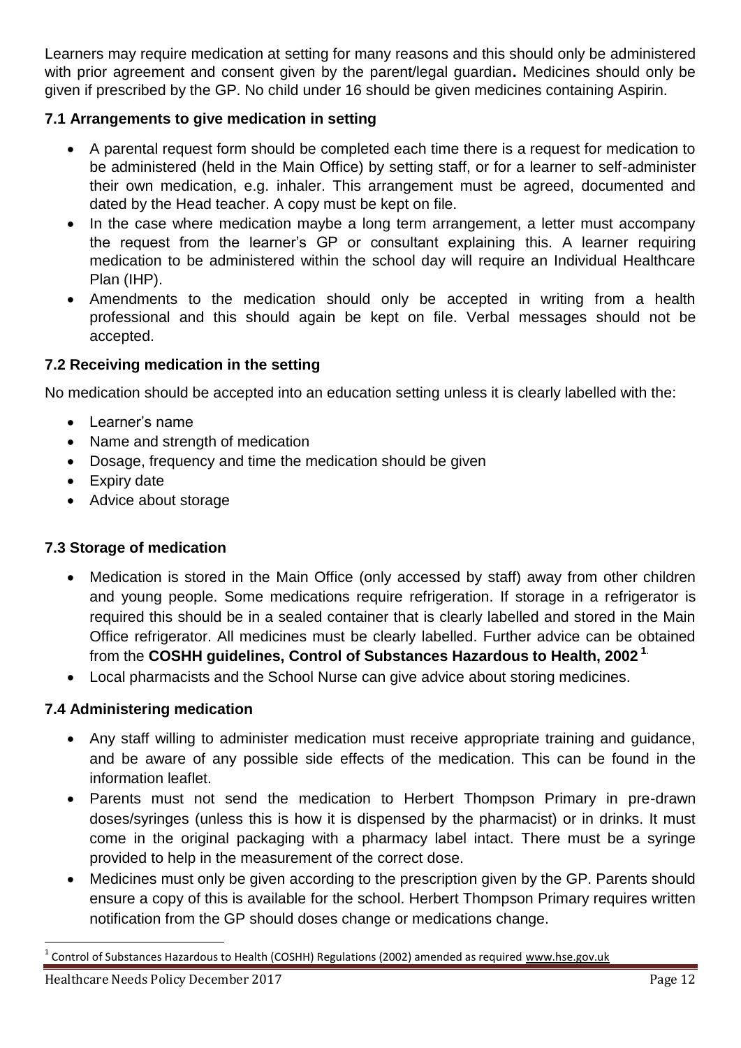Learners may require medication at setting for many reasons and this should only be administered with prior agreement and consent given by the parent/legal guardian**.** Medicines should only be given if prescribed by the GP. No child under 16 should be given medicines containing Aspirin.

### 7.1 Arrangements to give medication in setting

- A parental request form should be completed each time there is a request for medication to be administered (held in the Main Office) by setting staff, or for a learner to self-administer their own medication, e.g. inhaler. This arrangement must be agreed, documented and dated by the Head teacher. A copy must be kept on file.
- In the case where medication maybe a long term arrangement, a letter must accompany the request from the learner's GP or consultant explaining this. A learner requiring medication to be administered within the school day will require an Individual Healthcare Plan (IHP).
- Amendments to the medication should only be accepted in writing from a health professional and this should again be kept on file. Verbal messages should not be accepted.

### 7.2 Receiving medication in the setting

No medication should be accepted into an education setting unless it is clearly labelled with the:

- Learner's name
- Name and strength of medication
- Dosage, frequency and time the medication should be given
- Expiry date
- Advice about storage

### 7.3 Storage of medication

- Medication is stored in the Main Office (only accessed by staff) away from other children and young people. Some medications require refrigeration. If storage in a refrigerator is required this should be in a sealed container that is clearly labelled and stored in the Main Office refrigerator. All medicines must be clearly labelled. Further advice can be obtained from the **COSHH guidelines, Control of Substances Hazardous to Health, 2002** [1].
- Local pharmacists and the School Nurse can give advice about storing medicines.

### 7.4 Administering medication

- Any staff willing to administer medication must receive appropriate training and guidance, and be aware of any possible side effects of the medication. This can be found in the information leaflet.
- Parents must not send the medication to Herbert Thompson Primary in pre-drawn doses/syringes (unless this is how it is dispensed by the pharmacist) or in drinks. It must come in the original packaging with a pharmacy label intact. There must be a syringe provided to help in the measurement of the correct dose.
- Medicines must only be given according to the prescription given by the GP. Parents should ensure a copy of this is available for the school. Herbert Thompson Primary requires written notification from the GP should doses change or medications change.

---

[1] Control of Substances Hazardous to Health (COSHH) Regulations (2002) amended as required www.hse.gov.uk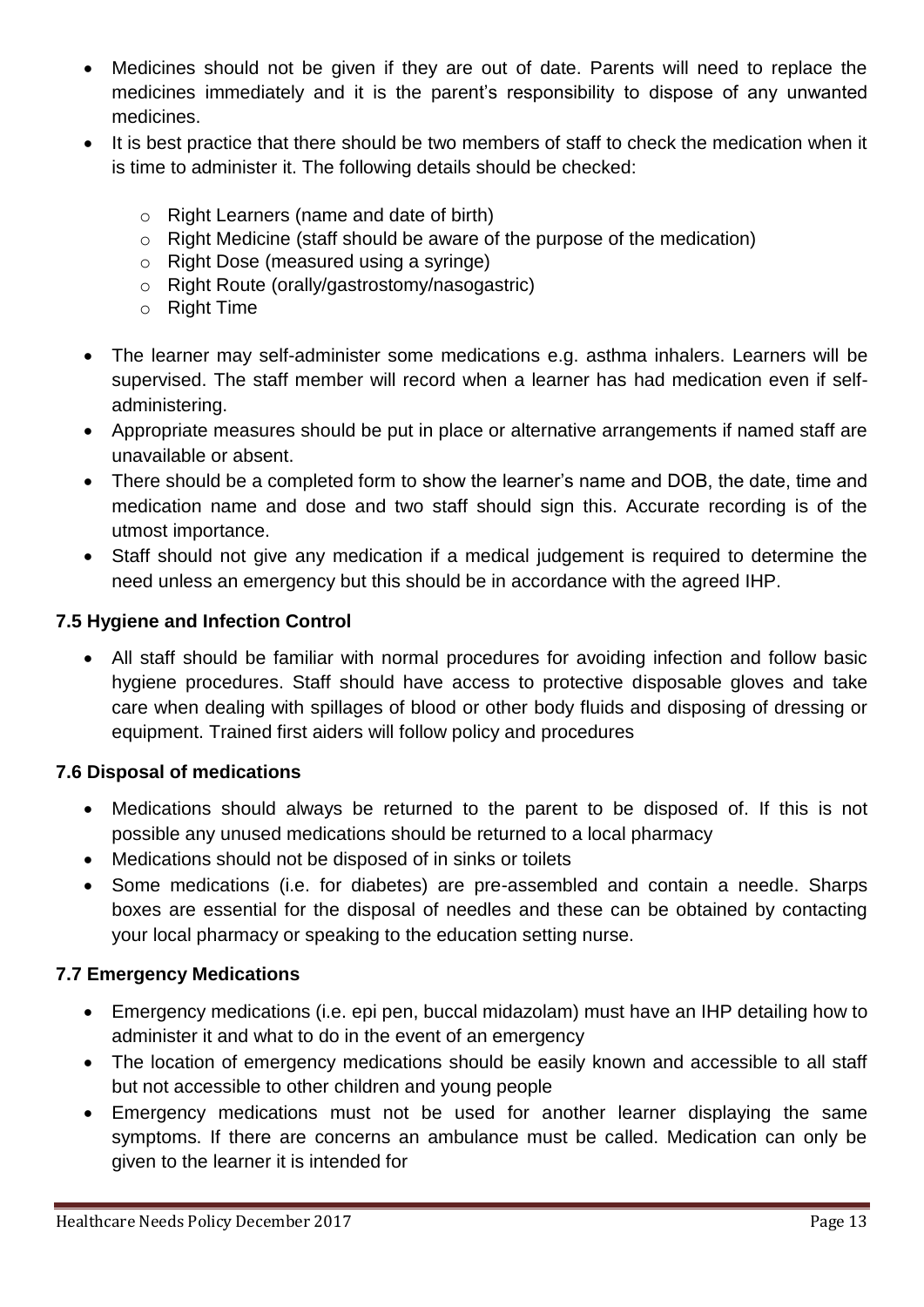- Medicines should not be given if they are out of date. Parents will need to replace the medicines immediately and it is the parent's responsibility to dispose of any unwanted medicines.
- It is best practice that there should be two members of staff to check the medication when it is time to administer it. The following details should be checked:
    - Right Learners (name and date of birth)
    - Right Medicine (staff should be aware of the purpose of the medication)
    - Right Dose (measured using a syringe)
    - Right Route (orally/gastrostomy/nasogastric)
    - Right Time
- The learner may self-administer some medications e.g. asthma inhalers. Learners will be supervised. The staff member will record when a learner has had medication even if self-administering.
- Appropriate measures should be put in place or alternative arrangements if named staff are unavailable or absent.
- There should be a completed form to show the learner's name and DOB, the date, time and medication name and dose and two staff should sign this. Accurate recording is of the utmost importance.
- Staff should not give any medication if a medical judgement is required to determine the need unless an emergency but this should be in accordance with the agreed IHP.

### 7.5 Hygiene and Infection Control

- All staff should be familiar with normal procedures for avoiding infection and follow basic hygiene procedures. Staff should have access to protective disposable gloves and take care when dealing with spillages of blood or other body fluids and disposing of dressing or equipment. Trained first aiders will follow policy and procedures

### 7.6 Disposal of medications

- Medications should always be returned to the parent to be disposed of. If this is not possible any unused medications should be returned to a local pharmacy
- Medications should not be disposed of in sinks or toilets
- Some medications (i.e. for diabetes) are pre-assembled and contain a needle. Sharps boxes are essential for the disposal of needles and these can be obtained by contacting your local pharmacy or speaking to the education setting nurse.

### 7.7 Emergency Medications

- Emergency medications (i.e. epi pen, buccal midazolam) must have an IHP detailing how to administer it and what to do in the event of an emergency
- The location of emergency medications should be easily known and accessible to all staff but not accessible to other children and young people
- Emergency medications must not be used for another learner displaying the same symptoms. If there are concerns an ambulance must be called. Medication can only be given to the learner it is intended for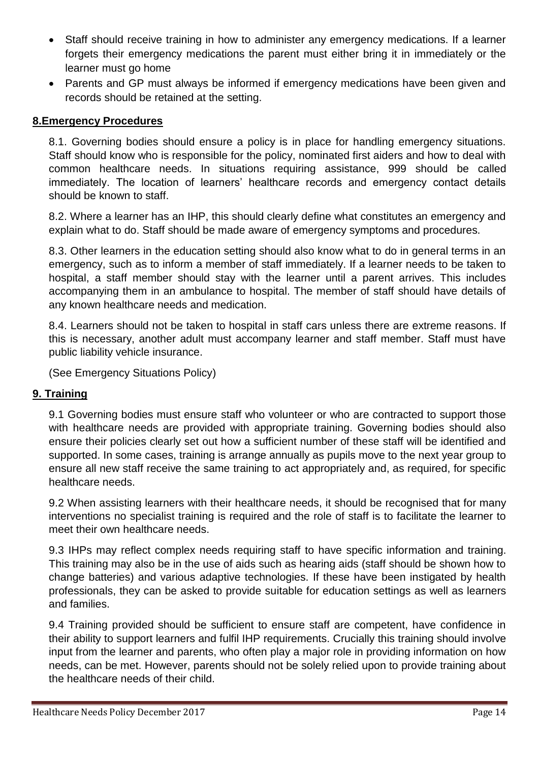- Staff should receive training in how to administer any emergency medications. If a learner forgets their emergency medications the parent must either bring it in immediately or the learner must go home
- Parents and GP must always be informed if emergency medications have been given and records should be retained at the setting.

## 8.Emergency Procedures

8.1. Governing bodies should ensure a policy is in place for handling emergency situations. Staff should know who is responsible for the policy, nominated first aiders and how to deal with common healthcare needs. In situations requiring assistance, 999 should be called immediately. The location of learners' healthcare records and emergency contact details should be known to staff.

8.2. Where a learner has an IHP, this should clearly define what constitutes an emergency and explain what to do. Staff should be made aware of emergency symptoms and procedures.

8.3. Other learners in the education setting should also know what to do in general terms in an emergency, such as to inform a member of staff immediately. If a learner needs to be taken to hospital, a staff member should stay with the learner until a parent arrives. This includes accompanying them in an ambulance to hospital. The member of staff should have details of any known healthcare needs and medication.

8.4. Learners should not be taken to hospital in staff cars unless there are extreme reasons. If this is necessary, another adult must accompany learner and staff member. Staff must have public liability vehicle insurance.

(See Emergency Situations Policy)

## 9. Training

9.1 Governing bodies must ensure staff who volunteer or who are contracted to support those with healthcare needs are provided with appropriate training. Governing bodies should also ensure their policies clearly set out how a sufficient number of these staff will be identified and supported. In some cases, training is arrange annually as pupils move to the next year group to ensure all new staff receive the same training to act appropriately and, as required, for specific healthcare needs.

9.2 When assisting learners with their healthcare needs, it should be recognised that for many interventions no specialist training is required and the role of staff is to facilitate the learner to meet their own healthcare needs.

9.3 IHPs may reflect complex needs requiring staff to have specific information and training. This training may also be in the use of aids such as hearing aids (staff should be shown how to change batteries) and various adaptive technologies. If these have been instigated by health professionals, they can be asked to provide suitable for education settings as well as learners and families.

9.4 Training provided should be sufficient to ensure staff are competent, have confidence in their ability to support learners and fulfil IHP requirements. Crucially this training should involve input from the learner and parents, who often play a major role in providing information on how needs, can be met. However, parents should not be solely relied upon to provide training about the healthcare needs of their child.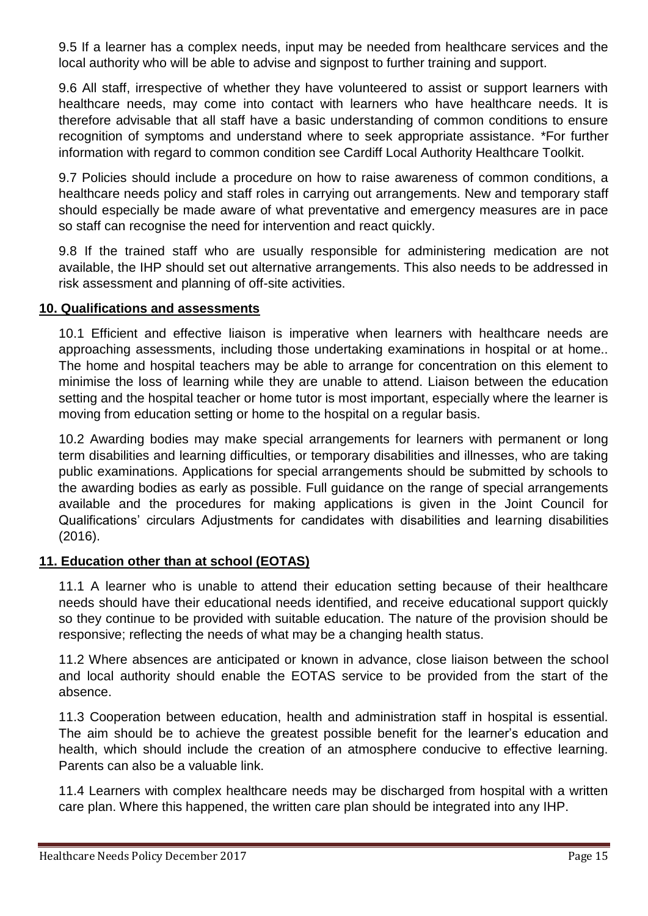9.5 If a learner has a complex needs, input may be needed from healthcare services and the local authority who will be able to advise and signpost to further training and support.

9.6 All staff, irrespective of whether they have volunteered to assist or support learners with healthcare needs, may come into contact with learners who have healthcare needs. It is therefore advisable that all staff have a basic understanding of common conditions to ensure recognition of symptoms and understand where to seek appropriate assistance. *For further information with regard to common condition see Cardiff Local Authority Healthcare Toolkit.

9.7 Policies should include a procedure on how to raise awareness of common conditions, a healthcare needs policy and staff roles in carrying out arrangements. New and temporary staff should especially be made aware of what preventative and emergency measures are in pace so staff can recognise the need for intervention and react quickly.

9.8 If the trained staff who are usually responsible for administering medication are not available, the IHP should set out alternative arrangements. This also needs to be addressed in risk assessment and planning of off-site activities.

## 10. Qualifications and assessments

10.1 Efficient and effective liaison is imperative when learners with healthcare needs are approaching assessments, including those undertaking examinations in hospital or at home.. The home and hospital teachers may be able to arrange for concentration on this element to minimise the loss of learning while they are unable to attend. Liaison between the education setting and the hospital teacher or home tutor is most important, especially where the learner is moving from education setting or home to the hospital on a regular basis.

10.2 Awarding bodies may make special arrangements for learners with permanent or long term disabilities and learning difficulties, or temporary disabilities and illnesses, who are taking public examinations. Applications for special arrangements should be submitted by schools to the awarding bodies as early as possible. Full guidance on the range of special arrangements available and the procedures for making applications is given in the Joint Council for Qualifications' circulars Adjustments for candidates with disabilities and learning disabilities (2016).

## 11. Education other than at school (EOTAS)

11.1 A learner who is unable to attend their education setting because of their healthcare needs should have their educational needs identified, and receive educational support quickly so they continue to be provided with suitable education. The nature of the provision should be responsive; reflecting the needs of what may be a changing health status.

11.2 Where absences are anticipated or known in advance, close liaison between the school and local authority should enable the EOTAS service to be provided from the start of the absence.

11.3 Cooperation between education, health and administration staff in hospital is essential. The aim should be to achieve the greatest possible benefit for the learner's education and health, which should include the creation of an atmosphere conducive to effective learning. Parents can also be a valuable link.

11.4 Learners with complex healthcare needs may be discharged from hospital with a written care plan. Where this happened, the written care plan should be integrated into any IHP.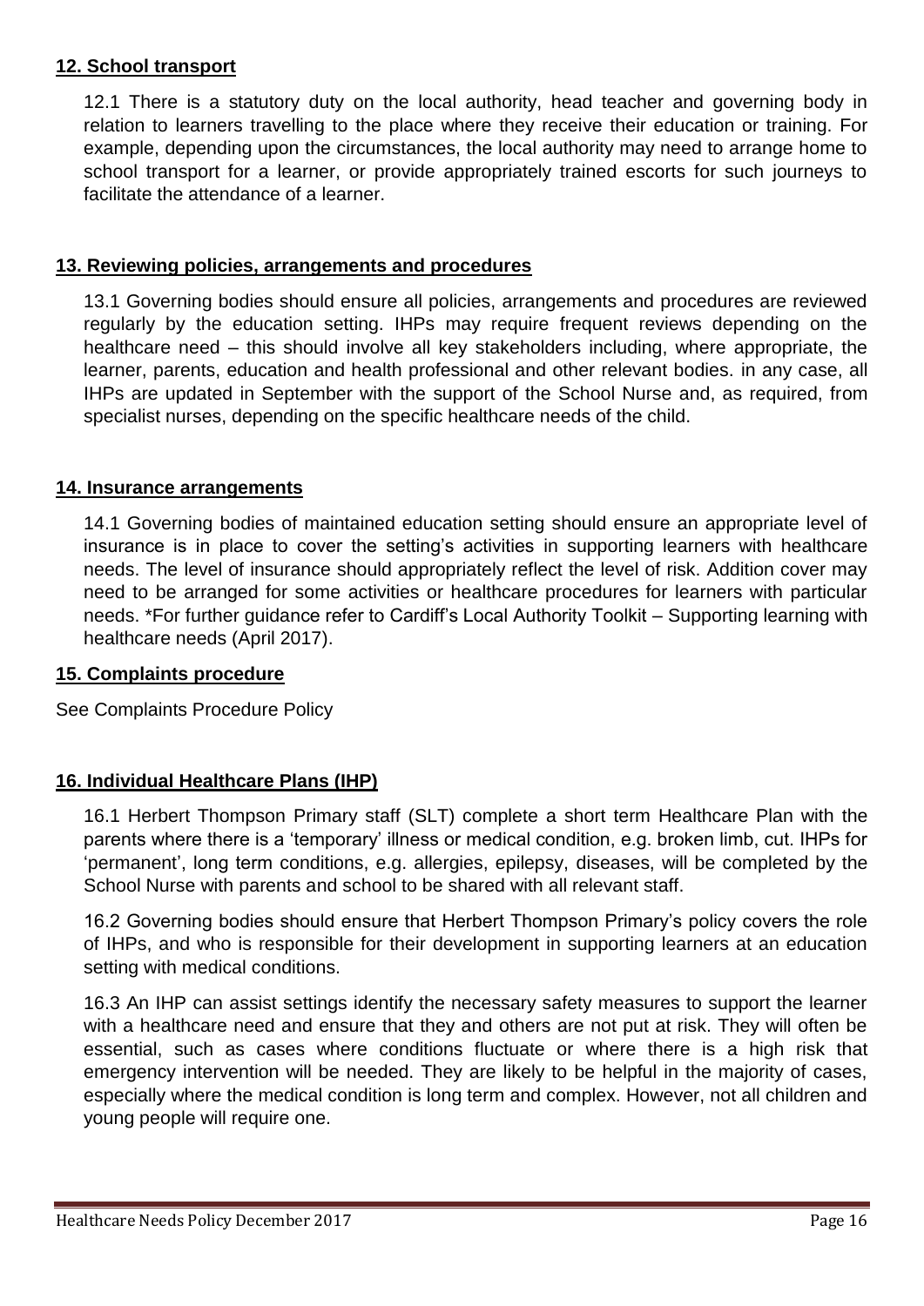## 12. School transport

12.1 There is a statutory duty on the local authority, head teacher and governing body in relation to learners travelling to the place where they receive their education or training. For example, depending upon the circumstances, the local authority may need to arrange home to school transport for a learner, or provide appropriately trained escorts for such journeys to facilitate the attendance of a learner.

## 13. Reviewing policies, arrangements and procedures

13.1 Governing bodies should ensure all policies, arrangements and procedures are reviewed regularly by the education setting. IHPs may require frequent reviews depending on the healthcare need – this should involve all key stakeholders including, where appropriate, the learner, parents, education and health professional and other relevant bodies. in any case, all IHPs are updated in September with the support of the School Nurse and, as required, from specialist nurses, depending on the specific healthcare needs of the child.

## 14. Insurance arrangements

14.1 Governing bodies of maintained education setting should ensure an appropriate level of insurance is in place to cover the setting's activities in supporting learners with healthcare needs. The level of insurance should appropriately reflect the level of risk. Addition cover may need to be arranged for some activities or healthcare procedures for learners with particular needs. *For further guidance refer to Cardiff's Local Authority Toolkit – Supporting learning with healthcare needs (April 2017).

## 15. Complaints procedure

See Complaints Procedure Policy

## 16. Individual Healthcare Plans (IHP)

16.1 Herbert Thompson Primary staff (SLT) complete a short term Healthcare Plan with the parents where there is a 'temporary' illness or medical condition, e.g. broken limb, cut. IHPs for 'permanent', long term conditions, e.g. allergies, epilepsy, diseases, will be completed by the School Nurse with parents and school to be shared with all relevant staff.

16.2 Governing bodies should ensure that Herbert Thompson Primary's policy covers the role of IHPs, and who is responsible for their development in supporting learners at an education setting with medical conditions.

16.3 An IHP can assist settings identify the necessary safety measures to support the learner with a healthcare need and ensure that they and others are not put at risk. They will often be essential, such as cases where conditions fluctuate or where there is a high risk that emergency intervention will be needed. They are likely to be helpful in the majority of cases, especially where the medical condition is long term and complex. However, not all children and young people will require one.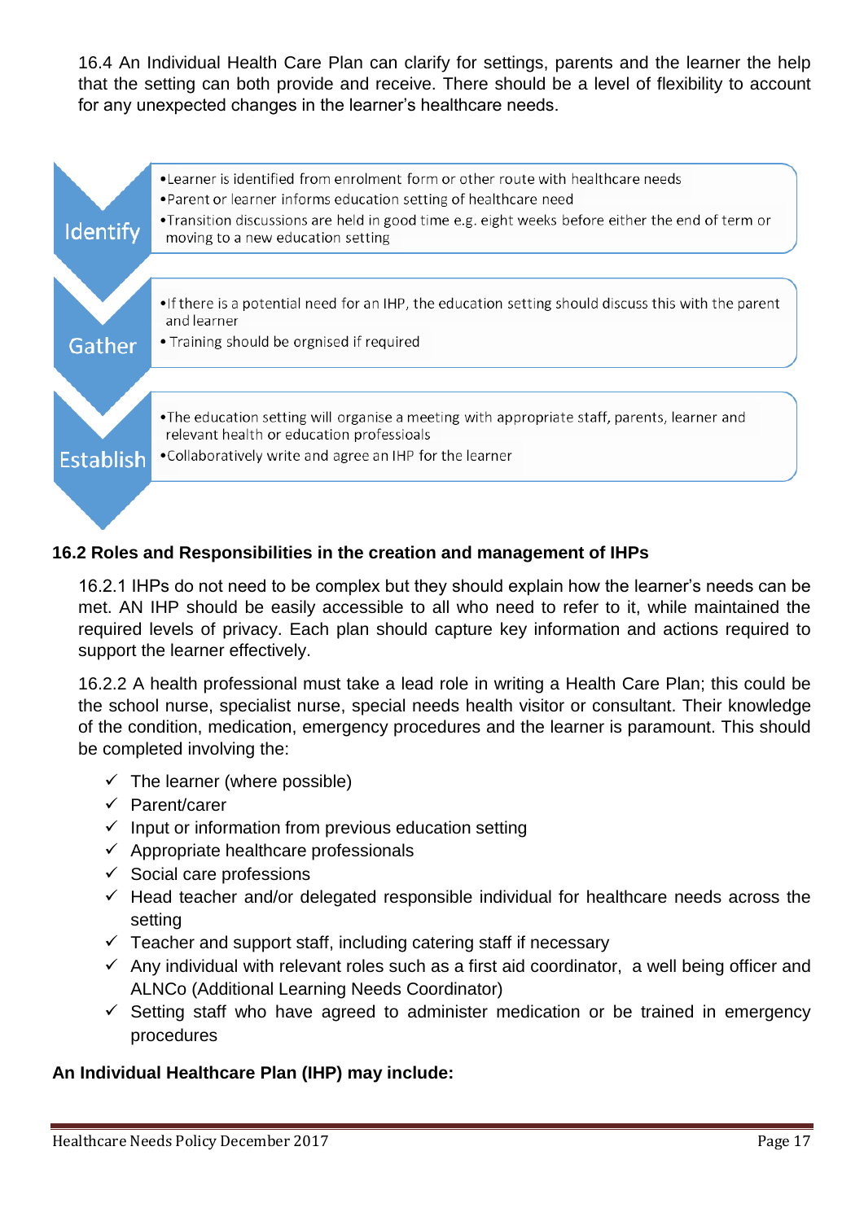16.4 An Individual Health Care Plan can clarify for settings, parents and the learner the help that the setting can both provide and receive. There should be a level of flexibility to account for any unexpected changes in the learner's healthcare needs.

**Identify**

- Learner is identified from enrolment form or other route with healthcare needs
- Parent or learner informs education setting of healthcare need
- Transition discussions are held in good time e.g. eight weeks before either the end of term or moving to a new education setting

**Gather**

- If there is a potential need for an IHP, the education setting should discuss this with the parent and learner
- Training should be orgnised if required

**Establish**

- The education setting will organise a meeting with appropriate staff, parents, learner and relevant health or education professionals
- Collaboratively write and agree an IHP for the learner

### 16.2 Roles and Responsibilities in the creation and management of IHPs

16.2.1 IHPs do not need to be complex but they should explain how the learner's needs can be met. AN IHP should be easily accessible to all who need to refer to it, while maintained the required levels of privacy. Each plan should capture key information and actions required to support the learner effectively.

16.2.2 A health professional must take a lead role in writing a Health Care Plan; this could be the school nurse, specialist nurse, special needs health visitor or consultant. Their knowledge of the condition, medication, emergency procedures and the learner is paramount. This should be completed involving the:

- ✓ The learner (where possible)
- ✓ Parent/carer
- ✓ Input or information from previous education setting
- ✓ Appropriate healthcare professionals
- ✓ Social care professions
- ✓ Head teacher and/or delegated responsible individual for healthcare needs across the setting
- ✓ Teacher and support staff, including catering staff if necessary
- ✓ Any individual with relevant roles such as a first aid coordinator, a well being officer and ALNCo (Additional Learning Needs Coordinator)
- ✓ Setting staff who have agreed to administer medication or be trained in emergency procedures

**An Individual Healthcare Plan (IHP) may include:**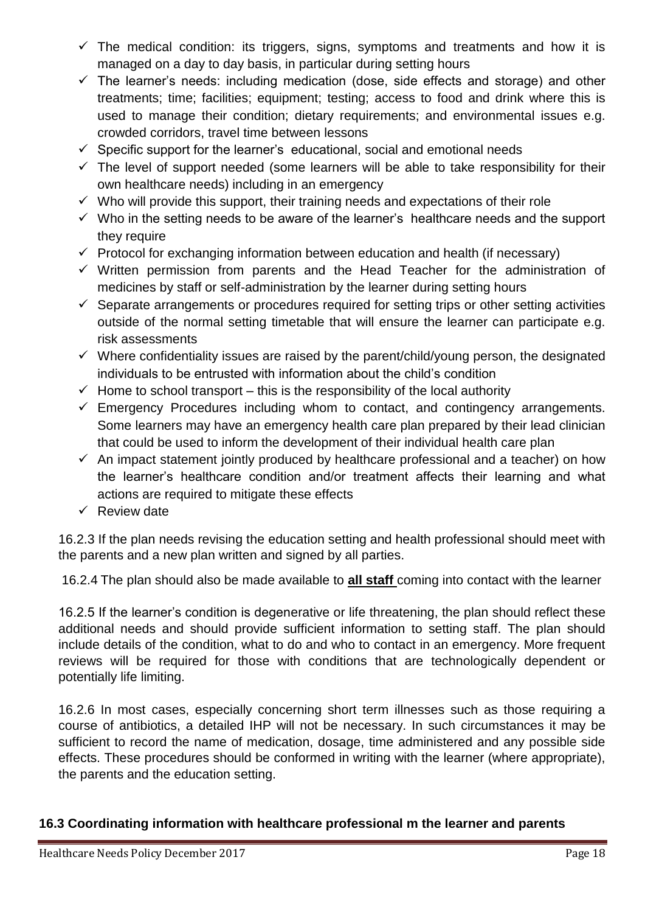- ✓ The medical condition: its triggers, signs, symptoms and treatments and how it is managed on a day to day basis, in particular during setting hours
- ✓ The learner's needs: including medication (dose, side effects and storage) and other treatments; time; facilities; equipment; testing; access to food and drink where this is used to manage their condition; dietary requirements; and environmental issues e.g. crowded corridors, travel time between lessons
- ✓ Specific support for the learner's educational, social and emotional needs
- ✓ The level of support needed (some learners will be able to take responsibility for their own healthcare needs) including in an emergency
- ✓ Who will provide this support, their training needs and expectations of their role
- ✓ Who in the setting needs to be aware of the learner's healthcare needs and the support they require
- ✓ Protocol for exchanging information between education and health (if necessary)
- ✓ Written permission from parents and the Head Teacher for the administration of medicines by staff or self-administration by the learner during setting hours
- ✓ Separate arrangements or procedures required for setting trips or other setting activities outside of the normal setting timetable that will ensure the learner can participate e.g. risk assessments
- ✓ Where confidentiality issues are raised by the parent/child/young person, the designated individuals to be entrusted with information about the child's condition
- ✓ Home to school transport – this is the responsibility of the local authority
- ✓ Emergency Procedures including whom to contact, and contingency arrangements. Some learners may have an emergency health care plan prepared by their lead clinician that could be used to inform the development of their individual health care plan
- ✓ An impact statement jointly produced by healthcare professional and a teacher) on how the learner's healthcare condition and/or treatment affects their learning and what actions are required to mitigate these effects
- ✓ Review date

16.2.3 If the plan needs revising the education setting and health professional should meet with the parents and a new plan written and signed by all parties.

16.2.4 The plan should also be made available to **<u>all staff</u>** coming into contact with the learner

16.2.5 If the learner's condition is degenerative or life threatening, the plan should reflect these additional needs and should provide sufficient information to setting staff. The plan should include details of the condition, what to do and who to contact in an emergency. More frequent reviews will be required for those with conditions that are technologically dependent or potentially life limiting.

16.2.6 In most cases, especially concerning short term illnesses such as those requiring a course of antibiotics, a detailed IHP will not be necessary. In such circumstances it may be sufficient to record the name of medication, dosage, time administered and any possible side effects. These procedures should be conformed in writing with the learner (where appropriate), the parents and the education setting.

### 16.3 Coordinating information with healthcare professional m the learner and parents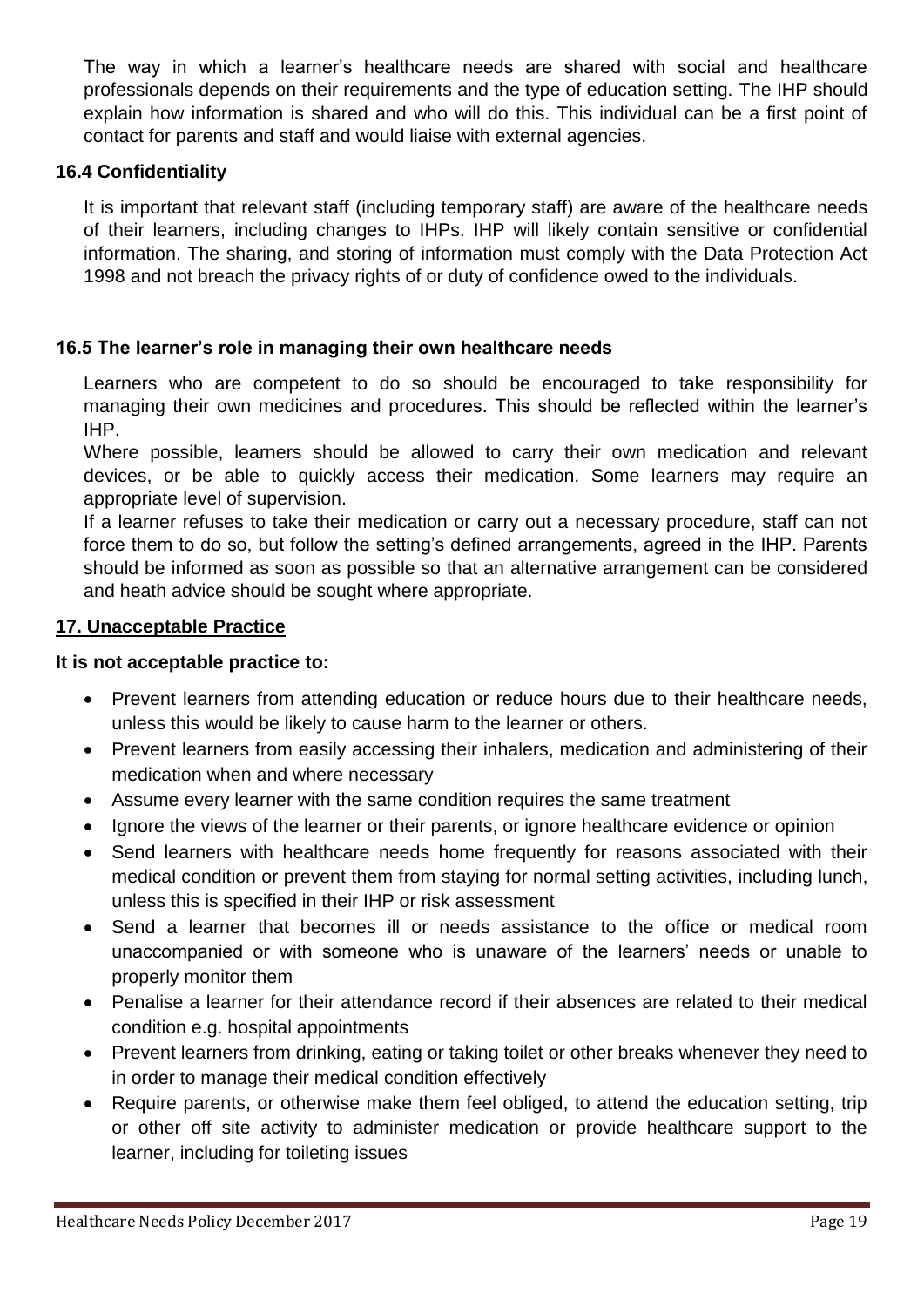The way in which a learner's healthcare needs are shared with social and healthcare professionals depends on their requirements and the type of education setting. The IHP should explain how information is shared and who will do this. This individual can be a first point of contact for parents and staff and would liaise with external agencies.

### 16.4 Confidentiality

It is important that relevant staff (including temporary staff) are aware of the healthcare needs of their learners, including changes to IHPs. IHP will likely contain sensitive or confidential information. The sharing, and storing of information must comply with the Data Protection Act 1998 and not breach the privacy rights of or duty of confidence owed to the individuals.

### 16.5 The learner's role in managing their own healthcare needs

Learners who are competent to do so should be encouraged to take responsibility for managing their own medicines and procedures. This should be reflected within the learner's IHP.

Where possible, learners should be allowed to carry their own medication and relevant devices, or be able to quickly access their medication. Some learners may require an appropriate level of supervision.

If a learner refuses to take their medication or carry out a necessary procedure, staff can not force them to do so, but follow the setting's defined arrangements, agreed in the IHP. Parents should be informed as soon as possible so that an alternative arrangement can be considered and heath advice should be sought where appropriate.

## 17. Unacceptable Practice

**It is not acceptable practice to:**

- Prevent learners from attending education or reduce hours due to their healthcare needs, unless this would be likely to cause harm to the learner or others.
- Prevent learners from easily accessing their inhalers, medication and administering of their medication when and where necessary
- Assume every learner with the same condition requires the same treatment
- Ignore the views of the learner or their parents, or ignore healthcare evidence or opinion
- Send learners with healthcare needs home frequently for reasons associated with their medical condition or prevent them from staying for normal setting activities, including lunch, unless this is specified in their IHP or risk assessment
- Send a learner that becomes ill or needs assistance to the office or medical room unaccompanied or with someone who is unaware of the learners' needs or unable to properly monitor them
- Penalise a learner for their attendance record if their absences are related to their medical condition e.g. hospital appointments
- Prevent learners from drinking, eating or taking toilet or other breaks whenever they need to in order to manage their medical condition effectively
- Require parents, or otherwise make them feel obliged, to attend the education setting, trip or other off site activity to administer medication or provide healthcare support to the learner, including for toileting issues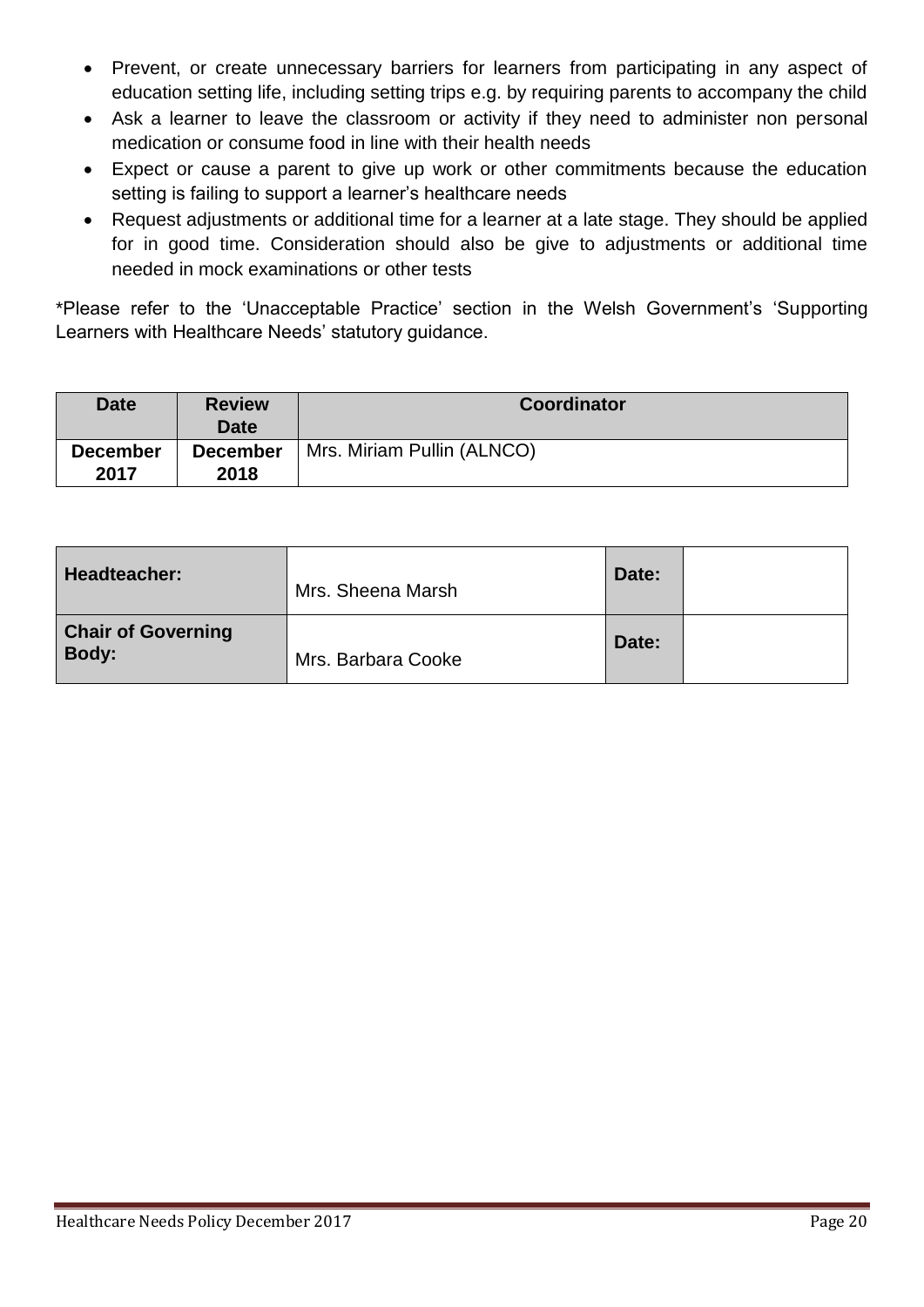- Prevent, or create unnecessary barriers for learners from participating in any aspect of education setting life, including setting trips e.g. by requiring parents to accompany the child
- Ask a learner to leave the classroom or activity if they need to administer non personal medication or consume food in line with their health needs
- Expect or cause a parent to give up work or other commitments because the education setting is failing to support a learner's healthcare needs
- Request adjustments or additional time for a learner at a late stage. They should be applied for in good time. Consideration should also be give to adjustments or additional time needed in mock examinations or other tests

*Please refer to the 'Unacceptable Practice' section in the Welsh Government's 'Supporting Learners with Healthcare Needs' statutory guidance.

| Date | Review Date | Coordinator |
|---|---|---|
| December 2017 | December 2018 | Mrs. Miriam Pullin (ALNCO) |

| Headteacher: | Mrs. Sheena Marsh | Date: | |
|---|---|---|---|
| Chair of Governing Body: | Mrs. Barbara Cooke | Date: | |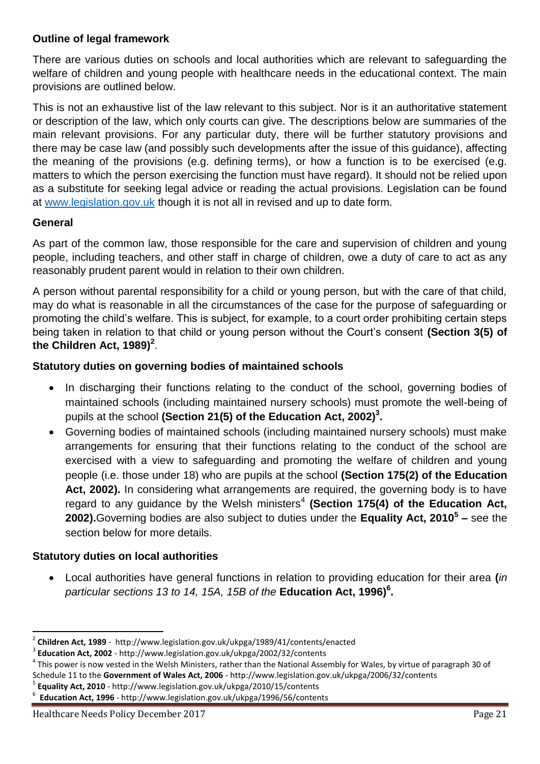**Outline of legal framework**

There are various duties on schools and local authorities which are relevant to safeguarding the welfare of children and young people with healthcare needs in the educational context. The main provisions are outlined below.

This is not an exhaustive list of the law relevant to this subject. Nor is it an authoritative statement or description of the law, which only courts can give. The descriptions below are summaries of the main relevant provisions. For any particular duty, there will be further statutory provisions and there may be case law (and possibly such developments after the issue of this guidance), affecting the meaning of the provisions (e.g. defining terms), or how a function is to be exercised (e.g. matters to which the person exercising the function must have regard). It should not be relied upon as a substitute for seeking legal advice or reading the actual provisions. Legislation can be found at [www.legislation.gov.uk](http://www.legislation.gov.uk) though it is not all in revised and up to date form.

**General**

As part of the common law, those responsible for the care and supervision of children and young people, including teachers, and other staff in charge of children, owe a duty of care to act as any reasonably prudent parent would in relation to their own children.

A person without parental responsibility for a child or young person, but with the care of that child, may do what is reasonable in all the circumstances of the case for the purpose of safeguarding or promoting the child's welfare. This is subject, for example, to a court order prohibiting certain steps being taken in relation to that child or young person without the Court's consent **(Section 3(5) of the Children Act, 1989)**[2].

**Statutory duties on governing bodies of maintained schools**

- In discharging their functions relating to the conduct of the school, governing bodies of maintained schools (including maintained nursery schools) must promote the well-being of pupils at the school **(Section 21(5) of the Education Act, 2002)**[3]**.**
- Governing bodies of maintained schools (including maintained nursery schools) must make arrangements for ensuring that their functions relating to the conduct of the school are exercised with a view to safeguarding and promoting the welfare of children and young people (i.e. those under 18) who are pupils at the school **(Section 175(2) of the Education Act, 2002).** In considering what arrangements are required, the governing body is to have regard to any guidance by the Welsh ministers[4] **(Section 175(4) of the Education Act, 2002).** Governing bodies are also subject to duties under the **Equality Act, 2010**[5] **–** see the section below for more details.

**Statutory duties on local authorities**

- Local authorities have general functions in relation to providing education for their area **(***in particular sections 13 to 14, 15A, 15B of the* **Education Act, 1996)**[6]**.**

---

[2] **Children Act, 1989** - http://www.legislation.gov.uk/ukpga/1989/41/contents/enacted

[3] **Education Act, 2002** - http://www.legislation.gov.uk/ukpga/2002/32/contents

[4] This power is now vested in the Welsh Ministers, rather than the National Assembly for Wales, by virtue of paragraph 30 of Schedule 11 to the **Government of Wales Act, 2006** - http://www.legislation.gov.uk/ukpga/2006/32/contents

[5] **Equality Act, 2010** - http://www.legislation.gov.uk/ukpga/2010/15/contents

[6] **Education Act, 1996** - http://www.legislation.gov.uk/ukpga/1996/56/contents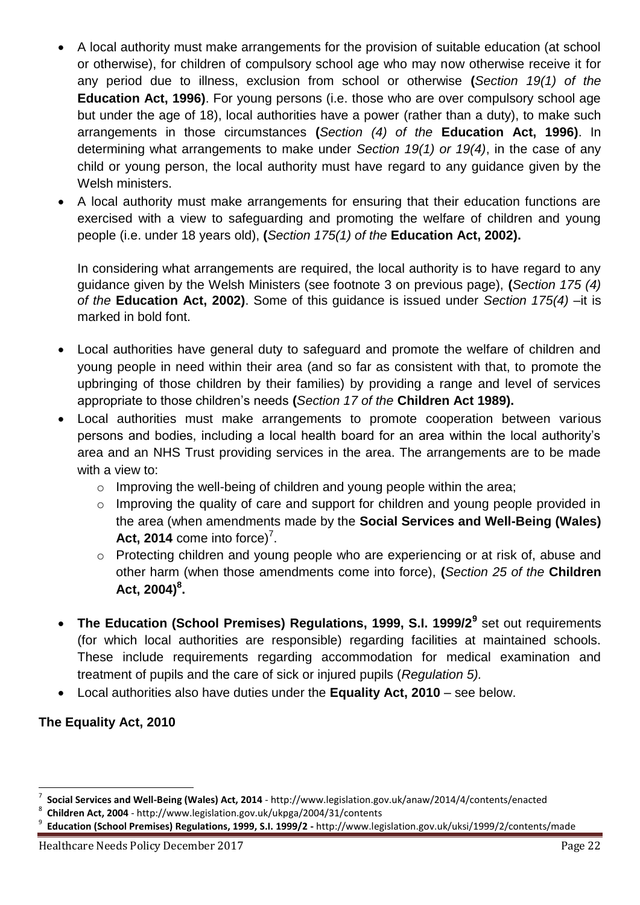- A local authority must make arrangements for the provision of suitable education (at school or otherwise), for children of compulsory school age who may now otherwise receive it for any period due to illness, exclusion from school or otherwise **(***Section 19(1) of the* **Education Act, 1996)**. For young persons (i.e. those who are over compulsory school age but under the age of 18), local authorities have a power (rather than a duty), to make such arrangements in those circumstances **(***Section (4) of the* **Education Act, 1996)**. In determining what arrangements to make under *Section 19(1) or 19(4)*, in the case of any child or young person, the local authority must have regard to any guidance given by the Welsh ministers.
- A local authority must make arrangements for ensuring that their education functions are exercised with a view to safeguarding and promoting the welfare of children and young people (i.e. under 18 years old), **(***Section 175(1) of the* **Education Act, 2002).**

  In considering what arrangements are required, the local authority is to have regard to any guidance given by the Welsh Ministers (see footnote 3 on previous page), **(***Section 175 (4) of the* **Education Act, 2002)**. Some of this guidance is issued under *Section 175(4)* –it is marked in bold font.

- Local authorities have general duty to safeguard and promote the welfare of children and young people in need within their area (and so far as consistent with that, to promote the upbringing of those children by their families) by providing a range and level of services appropriate to those children's needs **(***Section 17 of the* **Children Act 1989).**
- Local authorities must make arrangements to promote cooperation between various persons and bodies, including a local health board for an area within the local authority's area and an NHS Trust providing services in the area. The arrangements are to be made with a view to:
  - Improving the well-being of children and young people within the area;
  - Improving the quality of care and support for children and young people provided in the area (when amendments made by the **Social Services and Well-Being (Wales) Act, 2014** come into force)[7].
  - Protecting children and young people who are experiencing or at risk of, abuse and other harm (when those amendments come into force), **(***Section 25 of the* **Children Act, 2004)[8].**
- **The Education (School Premises) Regulations, 1999, S.I. 1999/2[9]** set out requirements (for which local authorities are responsible) regarding facilities at maintained schools. These include requirements regarding accommodation for medical examination and treatment of pupils and the care of sick or injured pupils (*Regulation 5).*
- Local authorities also have duties under the **Equality Act, 2010** – see below.

**The Equality Act, 2010**

---

[7] **Social Services and Well-Being (Wales) Act, 2014** - http://www.legislation.gov.uk/anaw/2014/4/contents/enacted

[8] **Children Act, 2004** - http://www.legislation.gov.uk/ukpga/2004/31/contents

[9] **Education (School Premises) Regulations, 1999, S.I. 1999/2 -** http://www.legislation.gov.uk/uksi/1999/2/contents/made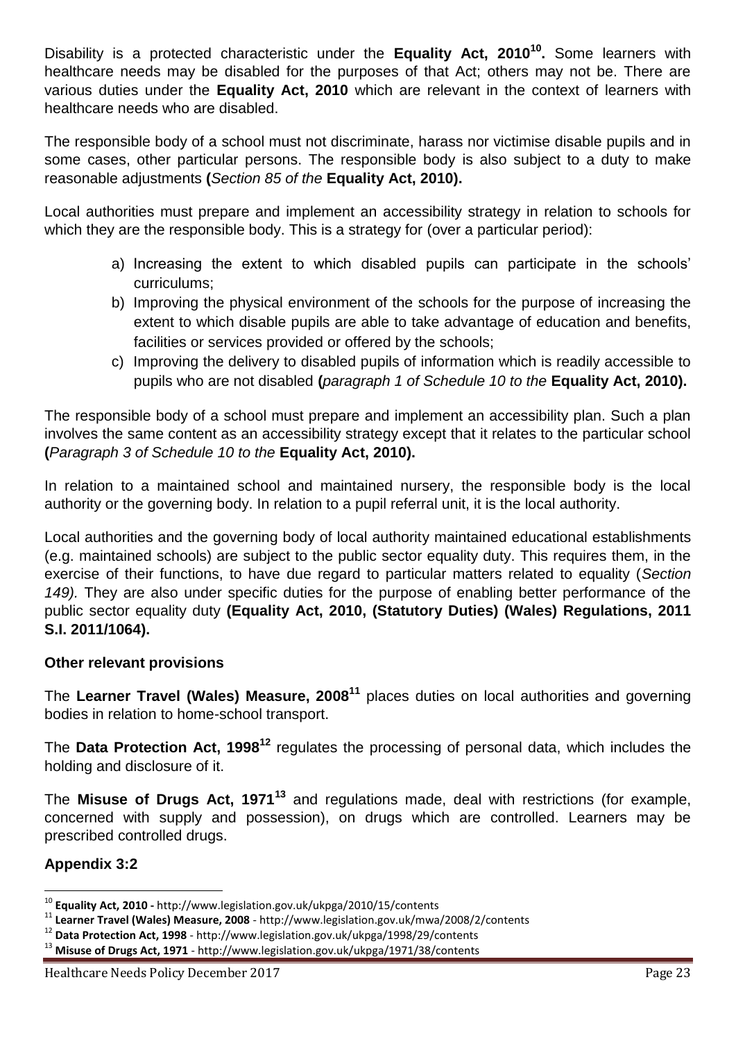Disability is a protected characteristic under the **Equality Act, 2010**[10]**.** Some learners with healthcare needs may be disabled for the purposes of that Act; others may not be. There are various duties under the **Equality Act, 2010** which are relevant in the context of learners with healthcare needs who are disabled.

The responsible body of a school must not discriminate, harass nor victimise disable pupils and in some cases, other particular persons. The responsible body is also subject to a duty to make reasonable adjustments **(***Section 85 of the* **Equality Act, 2010).**

Local authorities must prepare and implement an accessibility strategy in relation to schools for which they are the responsible body. This is a strategy for (over a particular period):

a) Increasing the extent to which disabled pupils can participate in the schools' curriculums;
b) Improving the physical environment of the schools for the purpose of increasing the extent to which disable pupils are able to take advantage of education and benefits, facilities or services provided or offered by the schools;
c) Improving the delivery to disabled pupils of information which is readily accessible to pupils who are not disabled **(***paragraph 1 of Schedule 10 to the* **Equality Act, 2010).**

The responsible body of a school must prepare and implement an accessibility plan. Such a plan involves the same content as an accessibility strategy except that it relates to the particular school **(***Paragraph 3 of Schedule 10 to the* **Equality Act, 2010).**

In relation to a maintained school and maintained nursery, the responsible body is the local authority or the governing body. In relation to a pupil referral unit, it is the local authority.

Local authorities and the governing body of local authority maintained educational establishments (e.g. maintained schools) are subject to the public sector equality duty. This requires them, in the exercise of their functions, to have due regard to particular matters related to equality (*Section 149).* They are also under specific duties for the purpose of enabling better performance of the public sector equality duty **(Equality Act, 2010, (Statutory Duties) (Wales) Regulations, 2011 S.I. 2011/1064).**

**Other relevant provisions**

The **Learner Travel (Wales) Measure, 2008**[11] places duties on local authorities and governing bodies in relation to home-school transport.

The **Data Protection Act, 1998**[12] regulates the processing of personal data, which includes the holding and disclosure of it.

The **Misuse of Drugs Act, 1971**[13] and regulations made, deal with restrictions (for example, concerned with supply and possession), on drugs which are controlled. Learners may be prescribed controlled drugs.

**Appendix 3:2**

---

[10] **Equality Act, 2010 -** http://www.legislation.gov.uk/ukpga/2010/15/contents
[11] **Learner Travel (Wales) Measure, 2008** - http://www.legislation.gov.uk/mwa/2008/2/contents
[12] **Data Protection Act, 1998** - http://www.legislation.gov.uk/ukpga/1998/29/contents
[13] **Misuse of Drugs Act, 1971** - http://www.legislation.gov.uk/ukpga/1971/38/contents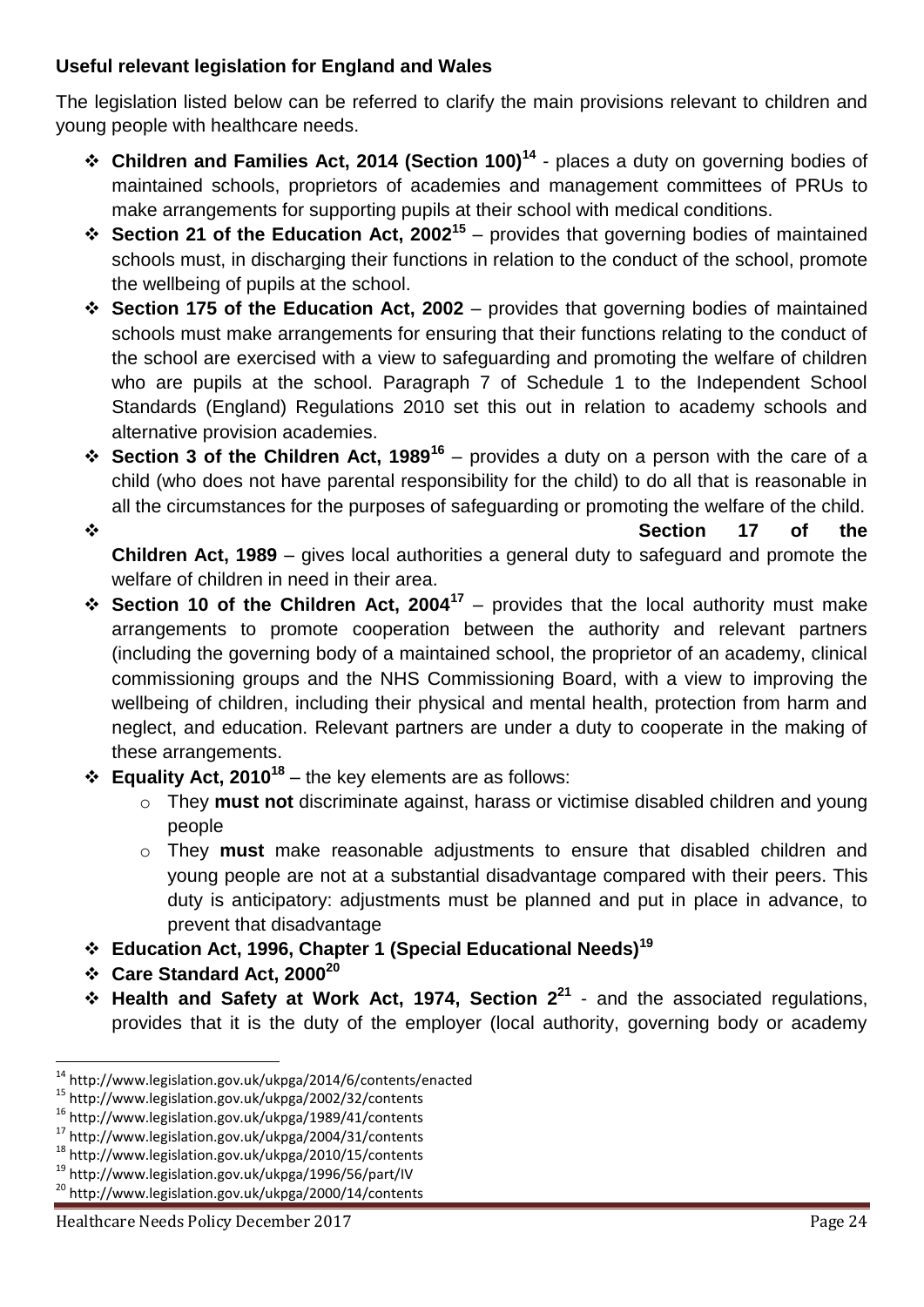**Useful relevant legislation for England and Wales**

The legislation listed below can be referred to clarify the main provisions relevant to children and young people with healthcare needs.

- **Children and Families Act, 2014 (Section 100)**[14] - places a duty on governing bodies of maintained schools, proprietors of academies and management committees of PRUs to make arrangements for supporting pupils at their school with medical conditions.
- **Section 21 of the Education Act, 2002**[15] – provides that governing bodies of maintained schools must, in discharging their functions in relation to the conduct of the school, promote the wellbeing of pupils at the school.
- **Section 175 of the Education Act, 2002** – provides that governing bodies of maintained schools must make arrangements for ensuring that their functions relating to the conduct of the school are exercised with a view to safeguarding and promoting the welfare of children who are pupils at the school. Paragraph 7 of Schedule 1 to the Independent School Standards (England) Regulations 2010 set this out in relation to academy schools and alternative provision academies.
- **Section 3 of the Children Act, 1989**[16] – provides a duty on a person with the care of a child (who does not have parental responsibility for the child) to do all that is reasonable in all the circumstances for the purposes of safeguarding or promoting the welfare of the child.
- **Section 17 of the Children Act, 1989** – gives local authorities a general duty to safeguard and promote the welfare of children in need in their area.
- **Section 10 of the Children Act, 2004**[17] – provides that the local authority must make arrangements to promote cooperation between the authority and relevant partners (including the governing body of a maintained school, the proprietor of an academy, clinical commissioning groups and the NHS Commissioning Board, with a view to improving the wellbeing of children, including their physical and mental health, protection from harm and neglect, and education. Relevant partners are under a duty to cooperate in the making of these arrangements.
- **Equality Act, 2010**[18] – the key elements are as follows:
  - They **must not** discriminate against, harass or victimise disabled children and young people
  - They **must** make reasonable adjustments to ensure that disabled children and young people are not at a substantial disadvantage compared with their peers. This duty is anticipatory: adjustments must be planned and put in place in advance, to prevent that disadvantage
- **Education Act, 1996, Chapter 1 (Special Educational Needs)**[19]
- **Care Standard Act, 2000**[20]
- **Health and Safety at Work Act, 1974, Section 2**[21] - and the associated regulations, provides that it is the duty of the employer (local authority, governing body or academy

---

[14] http://www.legislation.gov.uk/ukpga/2014/6/contents/enacted
[15] http://www.legislation.gov.uk/ukpga/2002/32/contents
[16] http://www.legislation.gov.uk/ukpga/1989/41/contents
[17] http://www.legislation.gov.uk/ukpga/2004/31/contents
[18] http://www.legislation.gov.uk/ukpga/2010/15/contents
[19] http://www.legislation.gov.uk/ukpga/1996/56/part/IV
[20] http://www.legislation.gov.uk/ukpga/2000/14/contents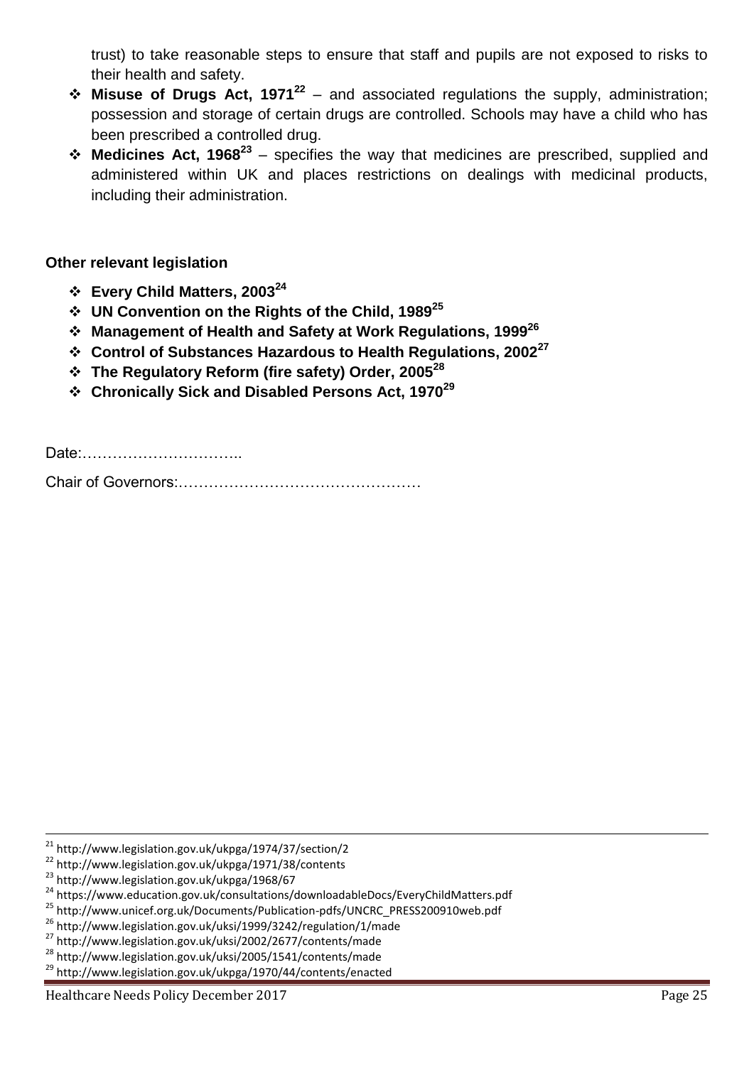trust) to take reasonable steps to ensure that staff and pupils are not exposed to risks to their health and safety.

- **Misuse of Drugs Act, 1971**[22] – and associated regulations the supply, administration; possession and storage of certain drugs are controlled. Schools may have a child who has been prescribed a controlled drug.
- **Medicines Act, 1968**[23] – specifies the way that medicines are prescribed, supplied and administered within UK and places restrictions on dealings with medicinal products, including their administration.

**Other relevant legislation**

- **Every Child Matters, 2003**[24]
- **UN Convention on the Rights of the Child, 1989**[25]
- **Management of Health and Safety at Work Regulations, 1999**[26]
- **Control of Substances Hazardous to Health Regulations, 2002**[27]
- **The Regulatory Reform (fire safety) Order, 2005**[28]
- **Chronically Sick and Disabled Persons Act, 1970**[29]

Date:…………………………..

Chair of Governors:…………………………………………

[21] http://www.legislation.gov.uk/ukpga/1974/37/section/2
[22] http://www.legislation.gov.uk/ukpga/1971/38/contents
[23] http://www.legislation.gov.uk/ukpga/1968/67
[24] https://www.education.gov.uk/consultations/downloadableDocs/EveryChildMatters.pdf
[25] http://www.unicef.org.uk/Documents/Publication-pdfs/UNCRC_PRESS200910web.pdf
[26] http://www.legislation.gov.uk/uksi/1999/3242/regulation/1/made
[27] http://www.legislation.gov.uk/uksi/2002/2677/contents/made
[28] http://www.legislation.gov.uk/uksi/2005/1541/contents/made
[29] http://www.legislation.gov.uk/ukpga/1970/44/contents/enacted